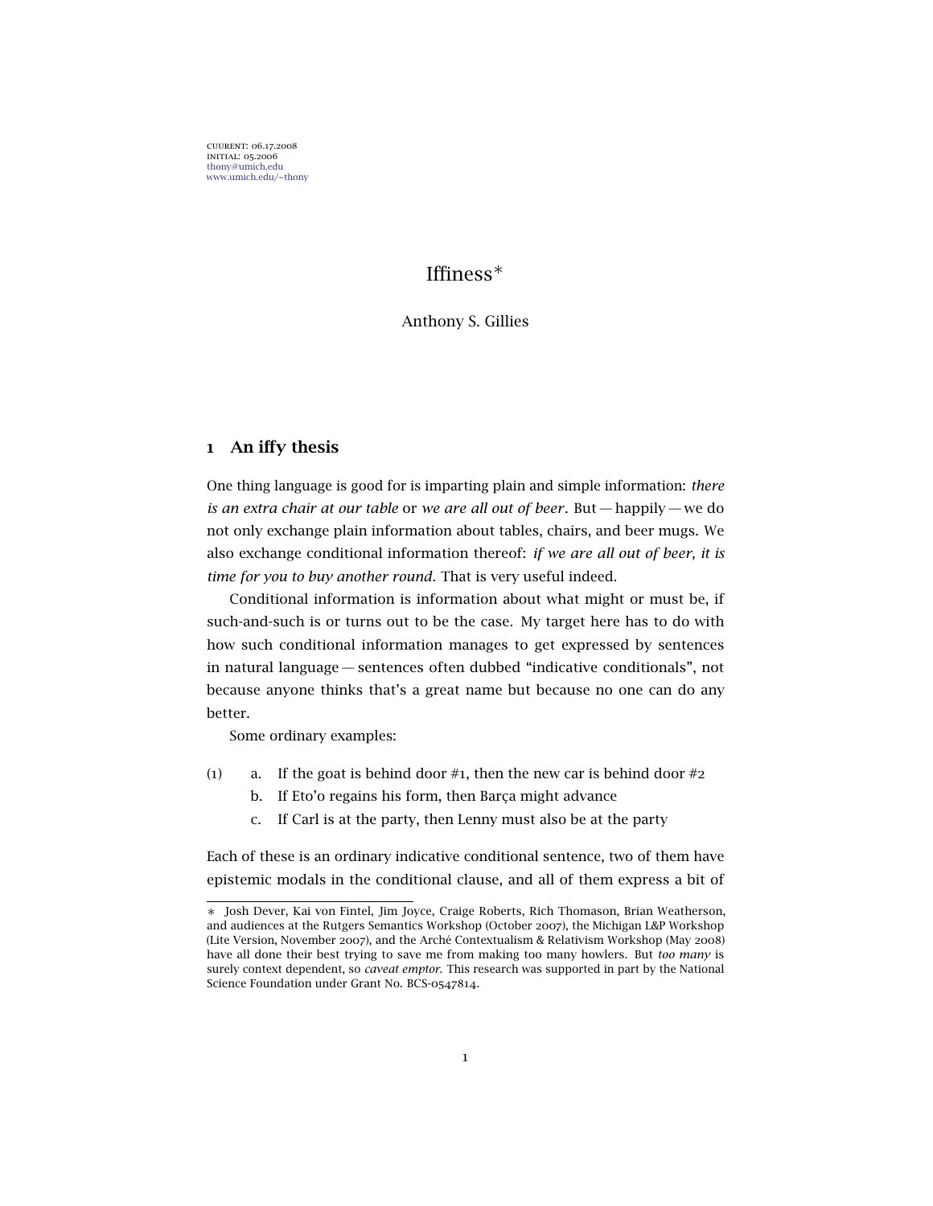cuurent: 06.17.2008
initial: 05.2006
thony@umich.edu
www.umich.edu/~thony

# Iffiness*

Anthony S. Gillies

## 1 An iffy thesis

One thing language is good for is imparting plain and simple information: *there is an extra chair at our table* or *we are all out of beer*. But — happily — we do not only exchange plain information about tables, chairs, and beer mugs. We also exchange conditional information thereof: *if we are all out of beer, it is time for you to buy another round*. That is very useful indeed.

Conditional information is information about what might or must be, if such-and-such is or turns out to be the case. My target here has to do with how such conditional information manages to get expressed by sentences in natural language — sentences often dubbed "indicative conditionals", not because anyone thinks that's a great name but because no one can do any better.

Some ordinary examples:

(1) a. If the goat is behind door #1, then the new car is behind door #2
 b. If Eto'o regains his form, then Barça might advance
 c. If Carl is at the party, then Lenny must also be at the party

Each of these is an ordinary indicative conditional sentence, two of them have epistemic modals in the conditional clause, and all of them express a bit of

---

* Josh Dever, Kai von Fintel, Jim Joyce, Craige Roberts, Rich Thomason, Brian Weatherson, and audiences at the Rutgers Semantics Workshop (October 2007), the Michigan L&P Workshop (Lite Version, November 2007), and the Arché Contextualism & Relativism Workshop (May 2008) have all done their best trying to save me from making too many howlers. But *too many* is surely context dependent, so *caveat emptor*. This research was supported in part by the National Science Foundation under Grant No. BCS-0547814.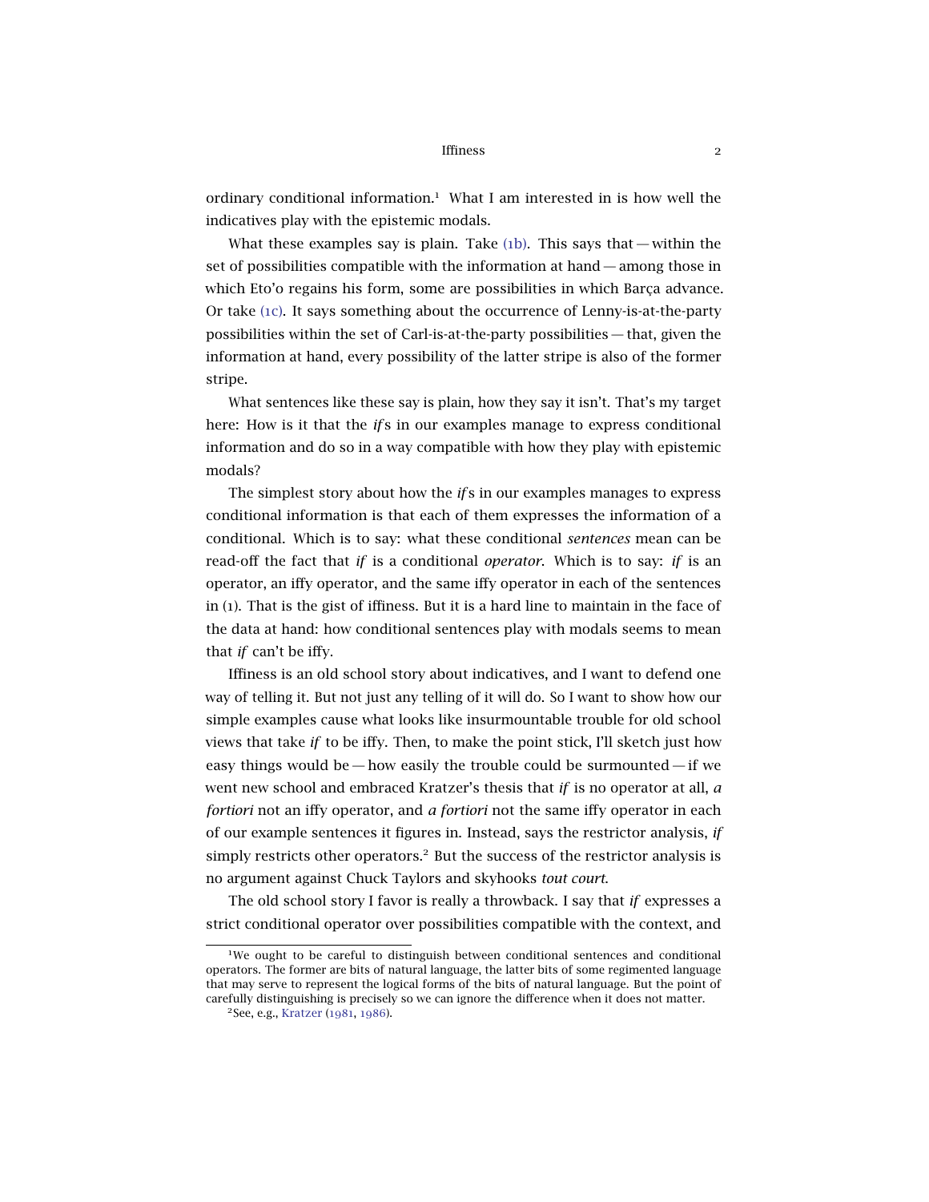ordinary conditional information.[1] What I am interested in is how well the indicatives play with the epistemic modals.

What these examples say is plain. Take (1b). This says that — within the set of possibilities compatible with the information at hand — among those in which Eto'o regains his form, some are possibilities in which Barça advance. Or take (1c). It says something about the occurrence of Lenny-is-at-the-party possibilities within the set of Carl-is-at-the-party possibilities — that, given the information at hand, every possibility of the latter stripe is also of the former stripe.

What sentences like these say is plain, how they say it isn't. That's my target here: How is it that the *if*s in our examples manage to express conditional information and do so in a way compatible with how they play with epistemic modals?

The simplest story about how the *if*s in our examples manages to express conditional information is that each of them expresses the information of a conditional. Which is to say: what these conditional *sentences* mean can be read-off the fact that *if* is a conditional *operator*. Which is to say: *if* is an operator, an iffy operator, and the same iffy operator in each of the sentences in (1). That is the gist of iffiness. But it is a hard line to maintain in the face of the data at hand: how conditional sentences play with modals seems to mean that *if* can't be iffy.

Iffiness is an old school story about indicatives, and I want to defend one way of telling it. But not just any telling of it will do. So I want to show how our simple examples cause what looks like insurmountable trouble for old school views that take *if* to be iffy. Then, to make the point stick, I'll sketch just how easy things would be — how easily the trouble could be surmounted — if we went new school and embraced Kratzer's thesis that *if* is no operator at all, *a fortiori* not an iffy operator, and *a fortiori* not the same iffy operator in each of our example sentences it figures in. Instead, says the restrictor analysis, *if* simply restricts other operators.[2] But the success of the restrictor analysis is no argument against Chuck Taylors and skyhooks *tout court*.

The old school story I favor is really a throwback. I say that *if* expresses a strict conditional operator over possibilities compatible with the context, and

---

[1] We ought to be careful to distinguish between conditional sentences and conditional operators. The former are bits of natural language, the latter bits of some regimented language that may serve to represent the logical forms of the bits of natural language. But the point of carefully distinguishing is precisely so we can ignore the difference when it does not matter.

[2] See, e.g., Kratzer (1981, 1986).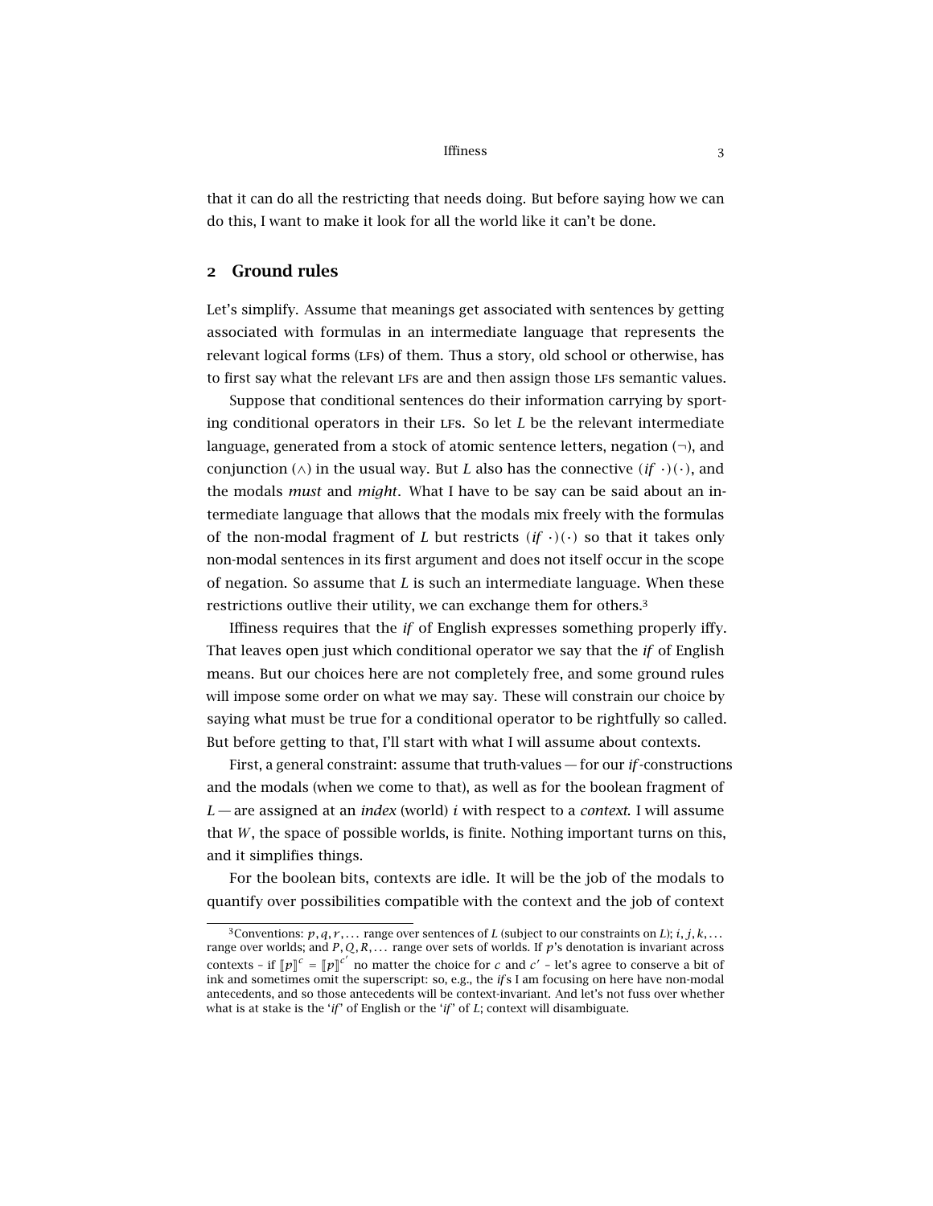that it can do all the restricting that needs doing. But before saying how we can do this, I want to make it look for all the world like it can't be done.

## 2 Ground rules

Let's simplify. Assume that meanings get associated with sentences by getting associated with formulas in an intermediate language that represents the relevant logical forms (LFs) of them. Thus a story, old school or otherwise, has to first say what the relevant LFs are and then assign those LFs semantic values.

Suppose that conditional sentences do their information carrying by sporting conditional operators in their LFs. So let $L$ be the relevant intermediate language, generated from a stock of atomic sentence letters, negation ($\neg$), and conjunction ($\wedge$) in the usual way. But $L$ also has the connective $(\mathit{if}\ \cdot)(\cdot)$, and the modals *must* and *might*. What I have to be say can be said about an intermediate language that allows that the modals mix freely with the formulas of the non-modal fragment of $L$ but restricts $(\mathit{if}\ \cdot)(\cdot)$ so that it takes only non-modal sentences in its first argument and does not itself occur in the scope of negation. So assume that $L$ is such an intermediate language. When these restrictions outlive their utility, we can exchange them for others.[3]

Iffiness requires that the *if* of English expresses something properly iffy. That leaves open just which conditional operator we say that the *if* of English means. But our choices here are not completely free, and some ground rules will impose some order on what we may say. These will constrain our choice by saying what must be true for a conditional operator to be rightfully so called. But before getting to that, I'll start with what I will assume about contexts.

First, a general constraint: assume that truth-values — for our *if*-constructions and the modals (when we come to that), as well as for the boolean fragment of $L$ — are assigned at an *index* (world) $i$ with respect to a *context*. I will assume that $W$, the space of possible worlds, is finite. Nothing important turns on this, and it simplifies things.

For the boolean bits, contexts are idle. It will be the job of the modals to quantify over possibilities compatible with the context and the job of context

[3] Conventions: $p, q, r, \ldots$ range over sentences of $L$ (subject to our constraints on $L$); $i, j, k, \ldots$ range over worlds; and $P, Q, R, \ldots$ range over sets of worlds. If $p$'s denotation is invariant across contexts – if $[\![p]\!]^c = [\![p]\!]^{c'}$ no matter the choice for $c$ and $c'$ – let's agree to conserve a bit of ink and sometimes omit the superscript: so, e.g., the *if*s I am focusing on here have non-modal antecedents, and so those antecedents will be context-invariant. And let's not fuss over whether what is at stake is the '*if*' of English or the '*if*' of $L$; context will disambiguate.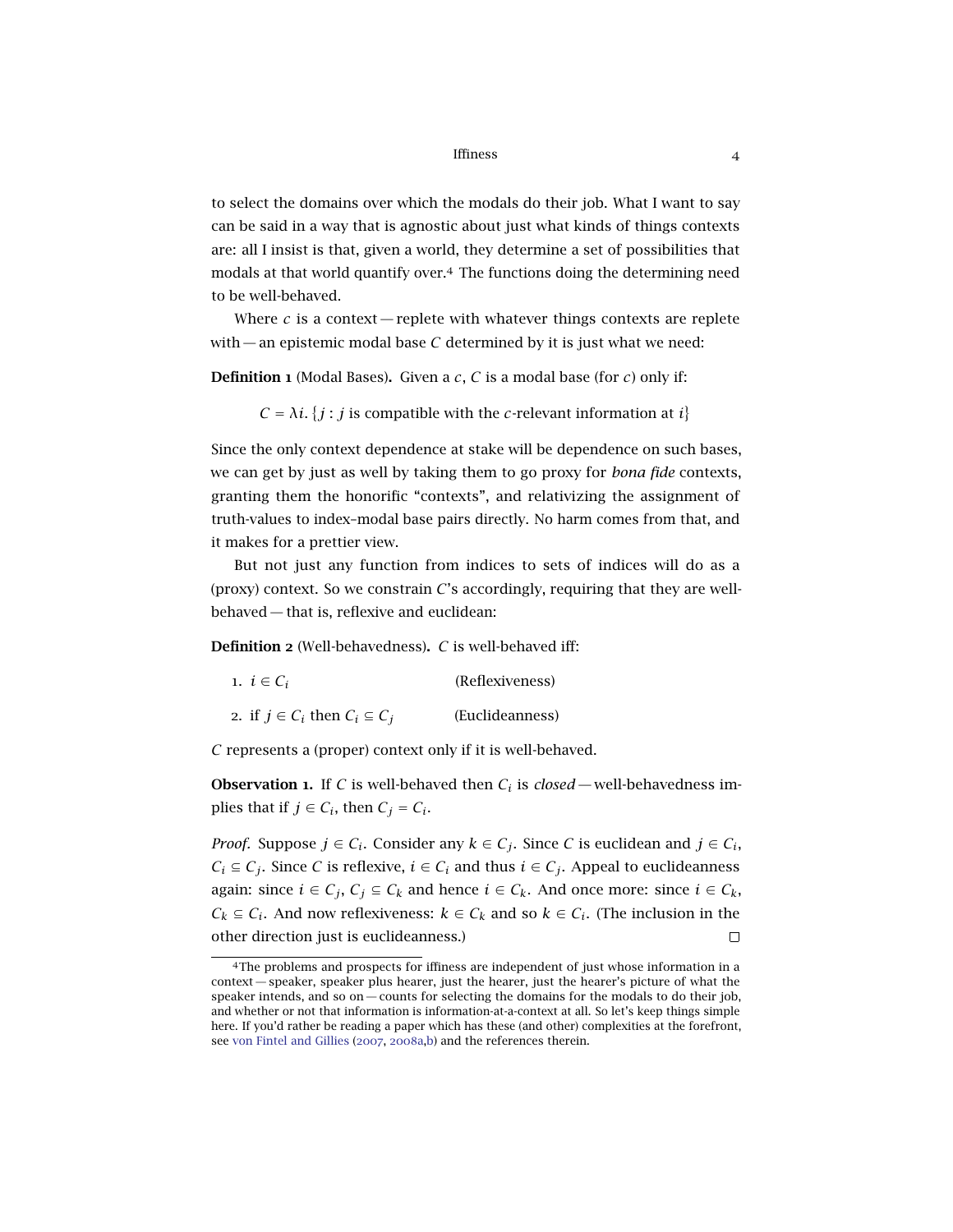to select the domains over which the modals do their job. What I want to say can be said in a way that is agnostic about just what kinds of things contexts are: all I insist is that, given a world, they determine a set of possibilities that modals at that world quantify over.[4] The functions doing the determining need to be well-behaved.

Where $c$ is a context — replete with whatever things contexts are replete with — an epistemic modal base $C$ determined by it is just what we need:

**Definition 1** (Modal Bases)**.** Given a $c$, $C$ is a modal base (for $c$) only if:

$$C = \lambda i. \{j : j \text{ is compatible with the } c\text{-relevant information at } i\}$$

Since the only context dependence at stake will be dependence on such bases, we can get by just as well by taking them to go proxy for *bona fide* contexts, granting them the honorific "contexts", and relativizing the assignment of truth-values to index–modal base pairs directly. No harm comes from that, and it makes for a prettier view.

But not just any function from indices to sets of indices will do as a (proxy) context. So we constrain $C$'s accordingly, requiring that they are well-behaved — that is, reflexive and euclidean:

**Definition 2** (Well-behavedness)**.** $C$ is well-behaved iff:

1. $i \in C_i$ (Reflexiveness)
2. if $j \in C_i$ then $C_i \subseteq C_j$ (Euclideanness)

$C$ represents a (proper) context only if it is well-behaved.

**Observation 1.** If $C$ is well-behaved then $C_i$ is *closed* — well-behavedness implies that if $j \in C_i$, then $C_j = C_i$.

*Proof.* Suppose $j \in C_i$. Consider any $k \in C_j$. Since $C$ is euclidean and $j \in C_i$, $C_i \subseteq C_j$. Since $C$ is reflexive, $i \in C_i$ and thus $i \in C_j$. Appeal to euclideanness again: since $i \in C_j$, $C_j \subseteq C_k$ and hence $i \in C_k$. And once more: since $i \in C_k$, $C_k \subseteq C_i$. And now reflexiveness: $k \in C_k$ and so $k \in C_i$. (The inclusion in the other direction just is euclideanness.) □

[4] The problems and prospects for iffiness are independent of just whose information in a context — speaker, speaker plus hearer, just the hearer, just the hearer's picture of what the speaker intends, and so on — counts for selecting the domains for the modals to do their job, and whether or not that information is information-at-a-context at all. So let's keep things simple here. If you'd rather be reading a paper which has these (and other) complexities at the forefront, see von Fintel and Gillies (2007, 2008a,b) and the references therein.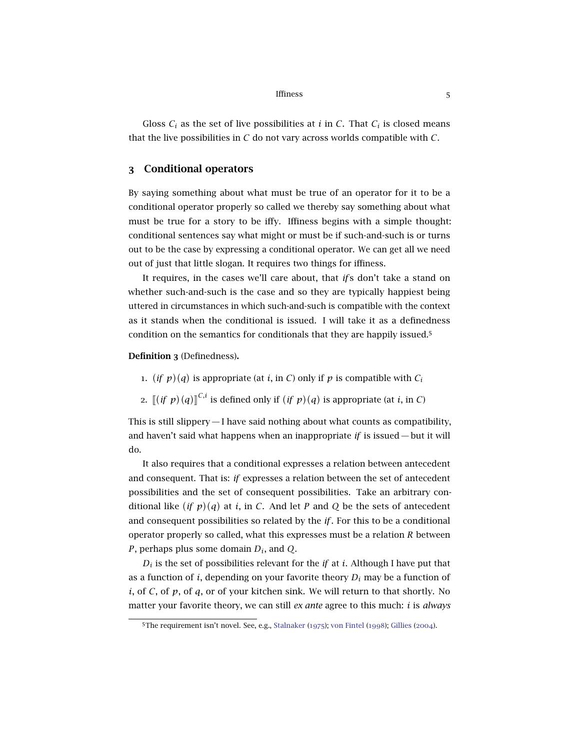Gloss $C_i$ as the set of live possibilities at $i$ in $C$. That $C_i$ is closed means that the live possibilities in $C$ do not vary across worlds compatible with $C$.

## 3 Conditional operators

By saying something about what must be true of an operator for it to be a conditional operator properly so called we thereby say something about what must be true for a story to be iffy. Iffiness begins with a simple thought: conditional sentences say what might or must be if such-and-such is or turns out to be the case by expressing a conditional operator. We can get all we need out of just that little slogan. It requires two things for iffiness.

It requires, in the cases we'll care about, that *if*s don't take a stand on whether such-and-such is the case and so they are typically happiest being uttered in circumstances in which such-and-such is compatible with the context as it stands when the conditional is issued. I will take it as a definedness condition on the semantics for conditionals that they are happily issued.[5]

**Definition 3** (Definedness)**.**

1. $(if\ p)(q)$ is appropriate (at $i$, in $C$) only if $p$ is compatible with $C_i$
2. $[\![(if\ p)(q)]\!]^{C,i}$ is defined only if $(if\ p)(q)$ is appropriate (at $i$, in $C$)

This is still slippery — I have said nothing about what counts as compatibility, and haven't said what happens when an inappropriate *if* is issued — but it will do.

It also requires that a conditional expresses a relation between antecedent and consequent. That is: *if* expresses a relation between the set of antecedent possibilities and the set of consequent possibilities. Take an arbitrary conditional like $(if\ p)(q)$ at $i$, in $C$. And let $P$ and $Q$ be the sets of antecedent and consequent possibilities so related by the *if*. For this to be a conditional operator properly so called, what this expresses must be a relation $R$ between $P$, perhaps plus some domain $D_i$, and $Q$.

$D_i$ is the set of possibilities relevant for the *if* at $i$. Although I have put that as a function of $i$, depending on your favorite theory $D_i$ may be a function of $i$, of $C$, of $p$, of $q$, or of your kitchen sink. We will return to that shortly. No matter your favorite theory, we can still *ex ante* agree to this much: $i$ is *always*

[5] The requirement isn't novel. See, e.g., Stalnaker (1975); von Fintel (1998); Gillies (2004).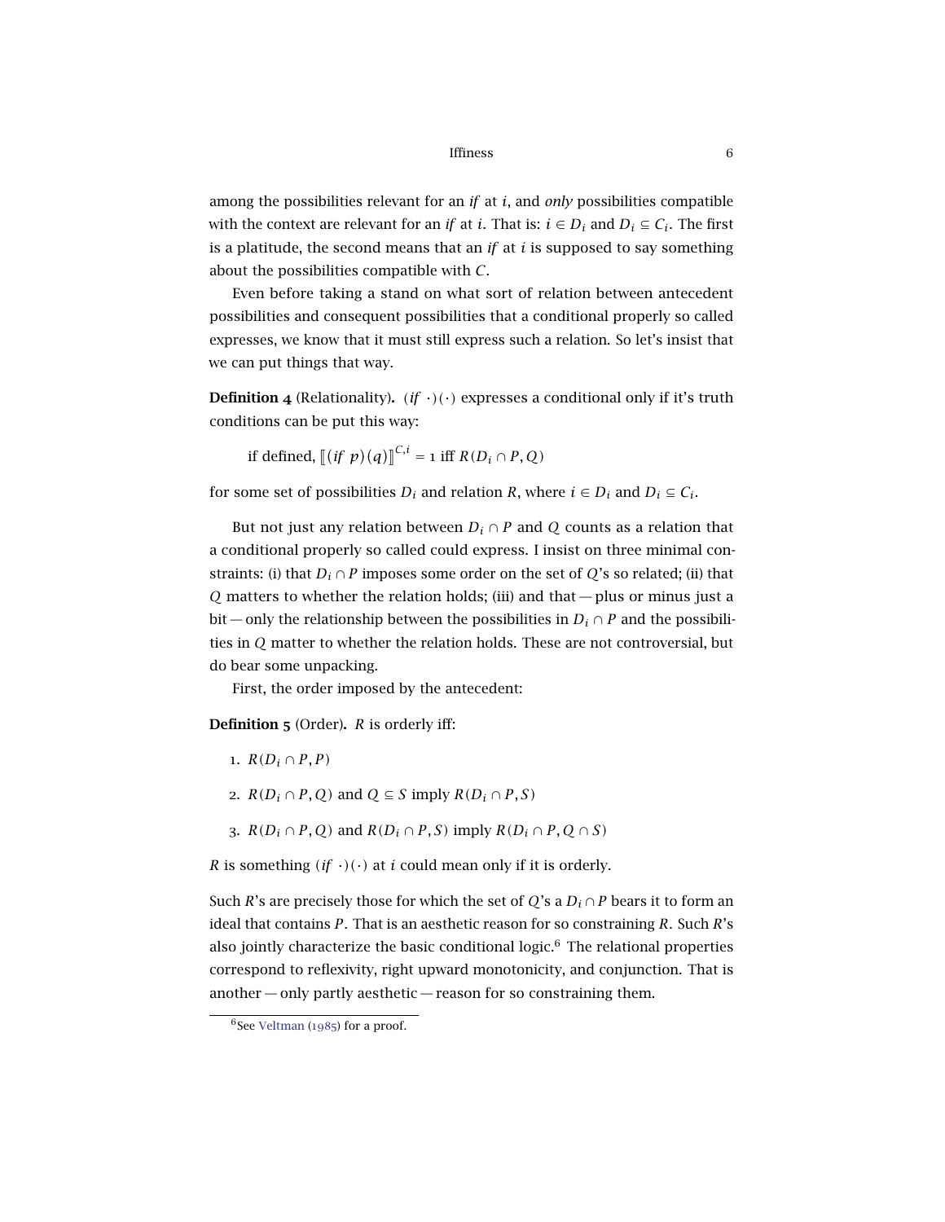among the possibilities relevant for an *if* at $i$, and *only* possibilities compatible with the context are relevant for an *if* at $i$. That is: $i \in D_i$ and $D_i \subseteq C_i$. The first is a platitude, the second means that an *if* at $i$ is supposed to say something about the possibilities compatible with $C$.

Even before taking a stand on what sort of relation between antecedent possibilities and consequent possibilities that a conditional properly so called expresses, we know that it must still express such a relation. So let's insist that we can put things that way.

**Definition 4** (Relationality)**.** $(if\ \cdot)(\cdot)$ expresses a conditional only if it's truth conditions can be put this way:

$$\text{if defined, } [\![(if\ p)(q)]\!]^{C,i} = 1 \text{ iff } R(D_i \cap P, Q)$$

for some set of possibilities $D_i$ and relation $R$, where $i \in D_i$ and $D_i \subseteq C_i$.

But not just any relation between $D_i \cap P$ and $Q$ counts as a relation that a conditional properly so called could express. I insist on three minimal constraints: (i) that $D_i \cap P$ imposes some order on the set of $Q$'s so related; (ii) that $Q$ matters to whether the relation holds; (iii) and that — plus or minus just a bit — only the relationship between the possibilities in $D_i \cap P$ and the possibilities in $Q$ matter to whether the relation holds. These are not controversial, but do bear some unpacking.

First, the order imposed by the antecedent:

**Definition 5** (Order)**.** $R$ is orderly iff:

1. $R(D_i \cap P, P)$
2. $R(D_i \cap P, Q)$ and $Q \subseteq S$ imply $R(D_i \cap P, S)$
3. $R(D_i \cap P, Q)$ and $R(D_i \cap P, S)$ imply $R(D_i \cap P, Q \cap S)$

$R$ is something $(if\ \cdot)(\cdot)$ at $i$ could mean only if it is orderly.

Such $R$'s are precisely those for which the set of $Q$'s a $D_i \cap P$ bears it to form an ideal that contains $P$. That is an aesthetic reason for so constraining $R$. Such $R$'s also jointly characterize the basic conditional logic.[6] The relational properties correspond to reflexivity, right upward monotonicity, and conjunction. That is another — only partly aesthetic — reason for so constraining them.

[6] See Veltman (1985) for a proof.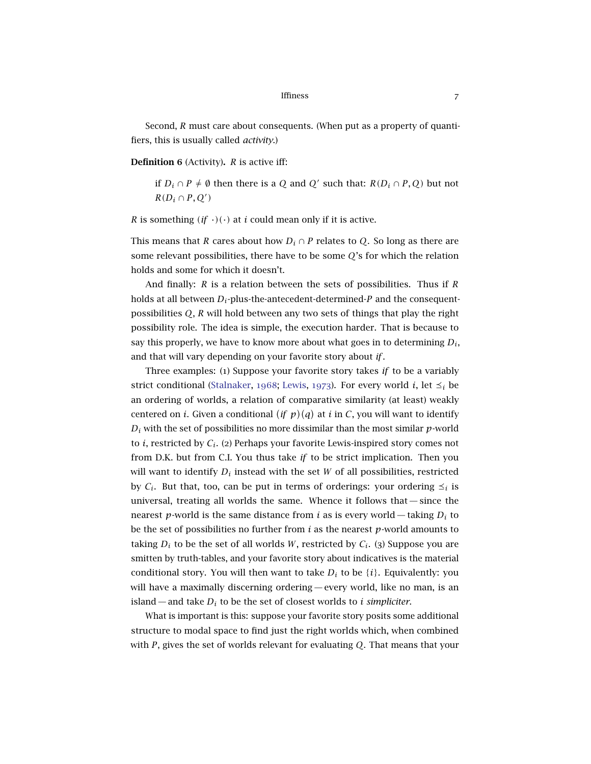Second, $R$ must care about consequents. (When put as a property of quantifiers, this is usually called *activity*.)

**Definition 6** (Activity)**.** $R$ is active iff:

> if $D_i \cap P \neq \emptyset$ then there is a $Q$ and $Q'$ such that: $R(D_i \cap P, Q)$ but not $R(D_i \cap P, Q')$

$R$ is something $(if\ \cdot)(\cdot)$ at $i$ could mean only if it is active.

This means that $R$ cares about how $D_i \cap P$ relates to $Q$. So long as there are some relevant possibilities, there have to be some $Q$'s for which the relation holds and some for which it doesn't.

And finally: $R$ is a relation between the sets of possibilities. Thus if $R$ holds at all between $D_i$-plus-the-antecedent-determined-$P$ and the consequent-possibilities $Q$, $R$ will hold between any two sets of things that play the right possibility role. The idea is simple, the execution harder. That is because to say this properly, we have to know more about what goes in to determining $D_i$, and that will vary depending on your favorite story about *if*.

Three examples: (1) Suppose your favorite story takes *if* to be a variably strict conditional (Stalnaker, 1968; Lewis, 1973). For every world $i$, let $\preceq_i$ be an ordering of worlds, a relation of comparative similarity (at least) weakly centered on $i$. Given a conditional $(if\ p)(q)$ at $i$ in $C$, you will want to identify $D_i$ with the set of possibilities no more dissimilar than the most similar $p$-world to $i$, restricted by $C_i$. (2) Perhaps your favorite Lewis-inspired story comes not from D.K. but from C.I. You thus take *if* to be strict implication. Then you will want to identify $D_i$ instead with the set $W$ of all possibilities, restricted by $C_i$. But that, too, can be put in terms of orderings: your ordering $\preceq_i$ is universal, treating all worlds the same. Whence it follows that — since the nearest $p$-world is the same distance from $i$ as is every world — taking $D_i$ to be the set of possibilities no further from $i$ as the nearest $p$-world amounts to taking $D_i$ to be the set of all worlds $W$, restricted by $C_i$. (3) Suppose you are smitten by truth-tables, and your favorite story about indicatives is the material conditional story. You will then want to take $D_i$ to be $\{i\}$. Equivalently: you will have a maximally discerning ordering — every world, like no man, is an island — and take $D_i$ to be the set of closest worlds to $i$ *simpliciter*.

What is important is this: suppose your favorite story posits some additional structure to modal space to find just the right worlds which, when combined with $P$, gives the set of worlds relevant for evaluating $Q$. That means that your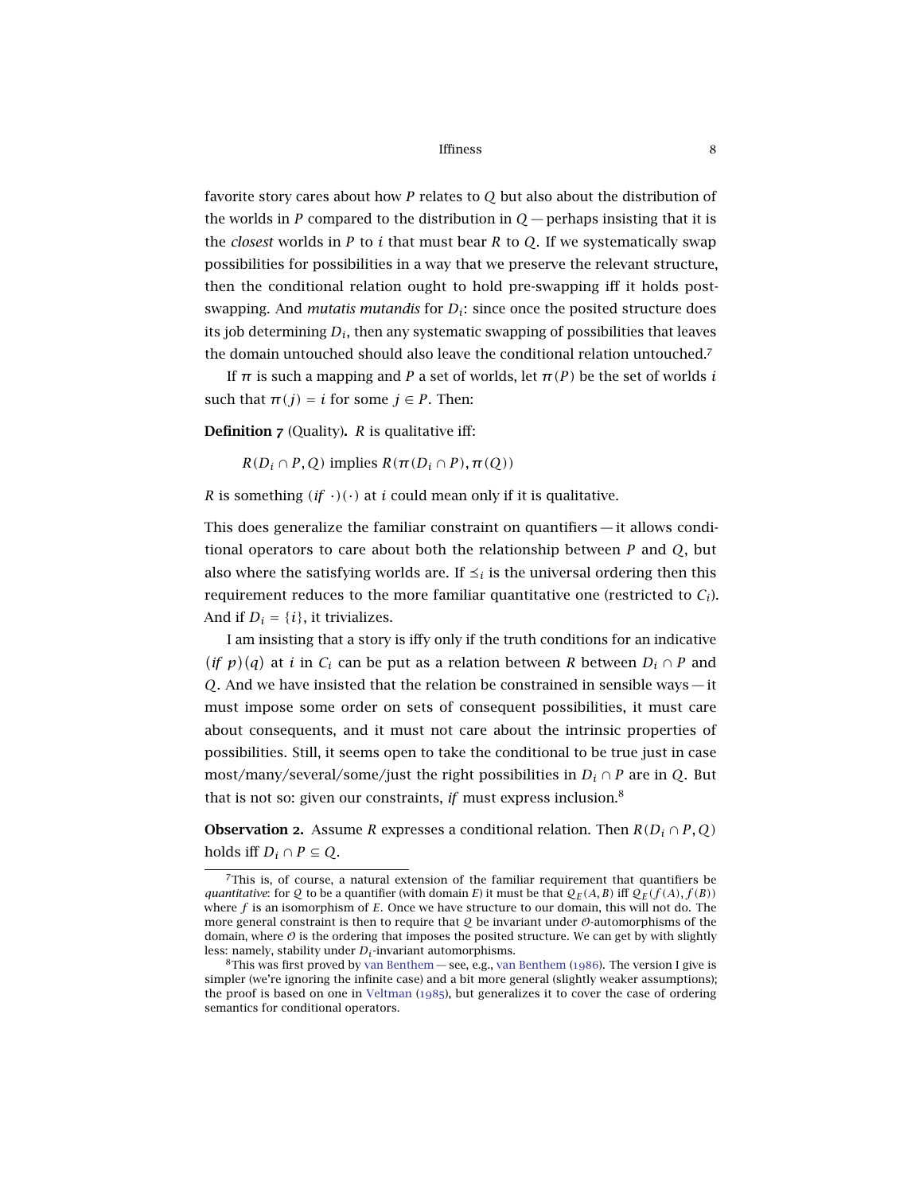favorite story cares about how $P$ relates to $Q$ but also about the distribution of the worlds in $P$ compared to the distribution in $Q$ — perhaps insisting that it is the *closest* worlds in $P$ to $i$ that must bear $R$ to $Q$. If we systematically swap possibilities for possibilities in a way that we preserve the relevant structure, then the conditional relation ought to hold pre-swapping iff it holds post-swapping. And *mutatis mutandis* for $D_i$: since once the posited structure does its job determining $D_i$, then any systematic swapping of possibilities that leaves the domain untouched should also leave the conditional relation untouched.[7]

If $\pi$ is such a mapping and $P$ a set of worlds, let $\pi(P)$ be the set of worlds $i$ such that $\pi(j) = i$ for some $j \in P$. Then:

**Definition 7** (Quality)**.** $R$ is qualitative iff:

$$R(D_i \cap P, Q) \text{ implies } R(\pi(D_i \cap P), \pi(Q))$$

$R$ is something $(if\ \cdot)(\cdot)$ at $i$ could mean only if it is qualitative.

This does generalize the familiar constraint on quantifiers — it allows conditional operators to care about both the relationship between $P$ and $Q$, but also where the satisfying worlds are. If $\preceq_i$ is the universal ordering then this requirement reduces to the more familiar quantitative one (restricted to $C_i$). And if $D_i = \{i\}$, it trivializes.

I am insisting that a story is iffy only if the truth conditions for an indicative $(if\ p)(q)$ at $i$ in $C_i$ can be put as a relation between $R$ between $D_i \cap P$ and $Q$. And we have insisted that the relation be constrained in sensible ways — it must impose some order on sets of consequent possibilities, it must care about consequents, and it must not care about the intrinsic properties of possibilities. Still, it seems open to take the conditional to be true just in case most/many/several/some/just the right possibilities in $D_i \cap P$ are in $Q$. But that is not so: given our constraints, *if* must express inclusion.[8]

**Observation 2.** Assume $R$ expresses a conditional relation. Then $R(D_i \cap P, Q)$ holds iff $D_i \cap P \subseteq Q$.

---

[7] This is, of course, a natural extension of the familiar requirement that quantifiers be *quantitative*: for $\mathcal{Q}$ to be a quantifier (with domain $E$) it must be that $\mathcal{Q}_E(A, B)$ iff $\mathcal{Q}_E(f(A), f(B))$ where $f$ is an isomorphism of $E$. Once we have structure to our domain, this will not do. The more general constraint is then to require that $\mathcal{Q}$ be invariant under $\mathcal{O}$-automorphisms of the domain, where $\mathcal{O}$ is the ordering that imposes the posited structure. We can get by with slightly less: namely, stability under $D_i$-invariant automorphisms.

[8] This was first proved by van Benthem — see, e.g., van Benthem (1986). The version I give is simpler (we're ignoring the infinite case) and a bit more general (slightly weaker assumptions); the proof is based on one in Veltman (1985), but generalizes it to cover the case of ordering semantics for conditional operators.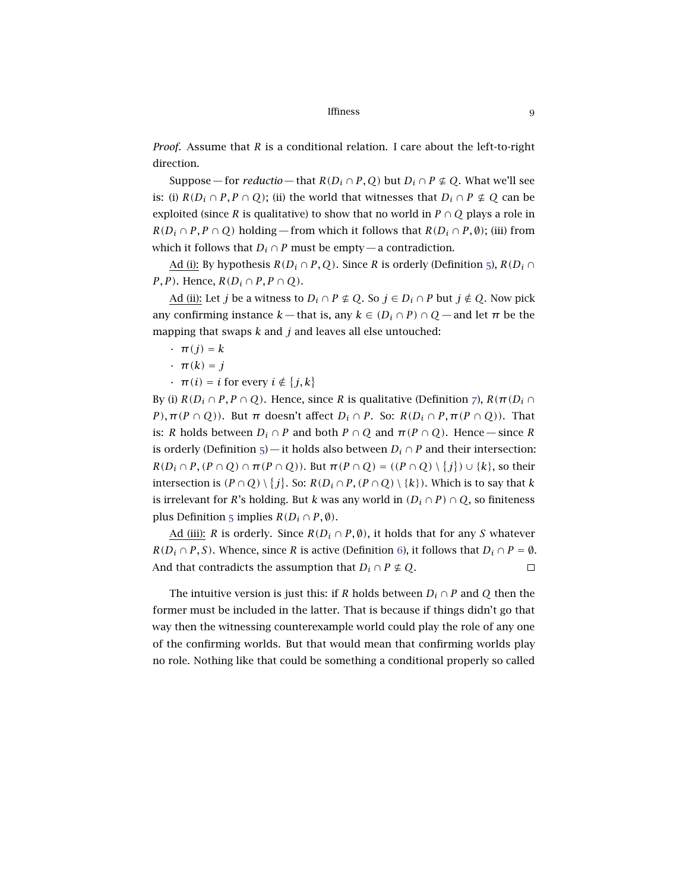*Proof.* Assume that $R$ is a conditional relation. I care about the left-to-right direction.

Suppose — for *reductio* — that $R(D_i \cap P, Q)$ but $D_i \cap P \nsubseteq Q$. What we'll see is: (i) $R(D_i \cap P, P \cap Q)$; (ii) the world that witnesses that $D_i \cap P \nsubseteq Q$ can be exploited (since $R$ is qualitative) to show that no world in $P \cap Q$ plays a role in $R(D_i \cap P, P \cap Q)$ holding — from which it follows that $R(D_i \cap P, \emptyset)$; (iii) from which it follows that $D_i \cap P$ must be empty — a contradiction.

Ad (i): By hypothesis $R(D_i \cap P, Q)$. Since $R$ is orderly (Definition 5), $R(D_i \cap P, P)$. Hence, $R(D_i \cap P, P \cap Q)$.

Ad (ii): Let $j$ be a witness to $D_i \cap P \nsubseteq Q$. So $j \in D_i \cap P$ but $j \notin Q$. Now pick any confirming instance $k$ — that is, any $k \in (D_i \cap P) \cap Q$ — and let $\pi$ be the mapping that swaps $k$ and $j$ and leaves all else untouched:

- $\pi(j) = k$
- $\pi(k) = j$
- $\pi(i) = i$ for every $i \notin \{j, k\}$

By (i) $R(D_i \cap P, P \cap Q)$. Hence, since $R$ is qualitative (Definition 7), $R(\pi(D_i \cap P), \pi(P \cap Q))$. But $\pi$ doesn't affect $D_i \cap P$. So: $R(D_i \cap P, \pi(P \cap Q))$. That is: $R$ holds between $D_i \cap P$ and both $P \cap Q$ and $\pi(P \cap Q)$. Hence — since $R$ is orderly (Definition 5) — it holds also between $D_i \cap P$ and their intersection: $R(D_i \cap P, (P \cap Q) \cap \pi(P \cap Q))$. But $\pi(P \cap Q) = ((P \cap Q) \setminus \{j\}) \cup \{k\}$, so their intersection is $(P \cap Q) \setminus \{j\}$. So: $R(D_i \cap P, (P \cap Q) \setminus \{k\})$. Which is to say that $k$ is irrelevant for $R$'s holding. But $k$ was any world in $(D_i \cap P) \cap Q$, so finiteness plus Definition 5 implies $R(D_i \cap P, \emptyset)$.

Ad (iii): $R$ is orderly. Since $R(D_i \cap P, \emptyset)$, it holds that for any $S$ whatever $R(D_i \cap P, S)$. Whence, since $R$ is active (Definition 6), it follows that $D_i \cap P = \emptyset$. And that contradicts the assumption that $D_i \cap P \nsubseteq Q$. □

The intuitive version is just this: if $R$ holds between $D_i \cap P$ and $Q$ then the former must be included in the latter. That is because if things didn't go that way then the witnessing counterexample world could play the role of any one of the confirming worlds. But that would mean that confirming worlds play no role. Nothing like that could be something a conditional properly so called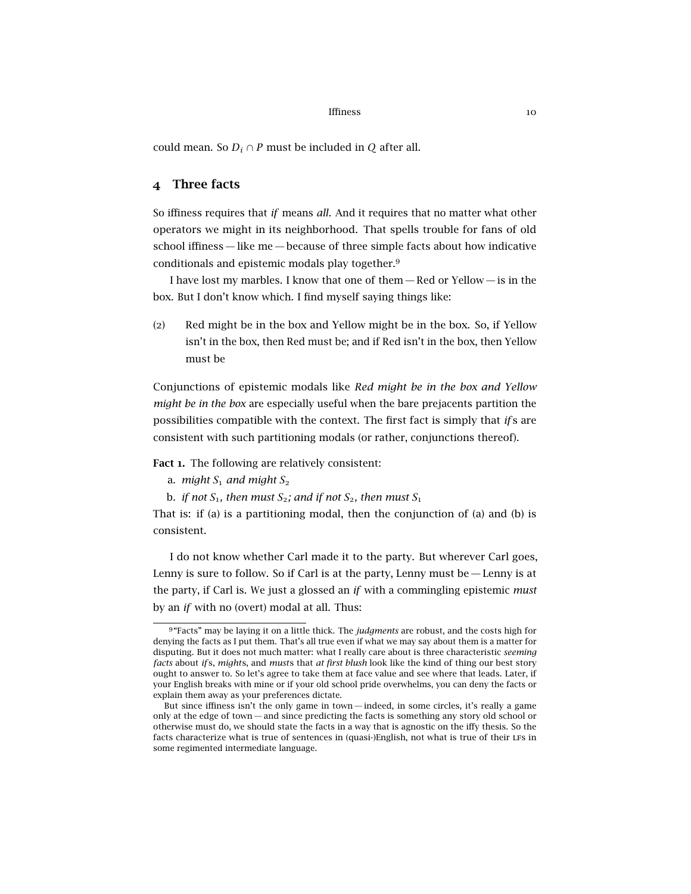could mean. So $D_i \cap P$ must be included in $Q$ after all.

## 4 Three facts

So iffiness requires that *if* means *all*. And it requires that no matter what other operators we might in its neighborhood. That spells trouble for fans of old school iffiness — like me — because of three simple facts about how indicative conditionals and epistemic modals play together.[9]

I have lost my marbles. I know that one of them — Red or Yellow — is in the box. But I don't know which. I find myself saying things like:

(2) Red might be in the box and Yellow might be in the box. So, if Yellow isn't in the box, then Red must be; and if Red isn't in the box, then Yellow must be

Conjunctions of epistemic modals like *Red might be in the box and Yellow might be in the box* are especially useful when the bare prejacents partition the possibilities compatible with the context. The first fact is simply that *if*s are consistent with such partitioning modals (or rather, conjunctions thereof).

**Fact 1.** The following are relatively consistent:

a. *might* $S_1$ *and might* $S_2$

b. *if not* $S_1$*, then must* $S_2$*; and if not* $S_2$*, then must* $S_1$

That is: if (a) is a partitioning modal, then the conjunction of (a) and (b) is consistent.

I do not know whether Carl made it to the party. But wherever Carl goes, Lenny is sure to follow. So if Carl is at the party, Lenny must be — Lenny is at the party, if Carl is. We just a glossed an *if* with a commingling epistemic *must* by an *if* with no (overt) modal at all. Thus:

---

[9] "Facts" may be laying it on a little thick. The *judgments* are robust, and the costs high for denying the facts as I put them. That's all true even if what we may say about them is a matter for disputing. But it does not much matter: what I really care about is three characteristic *seeming facts* about *if*s, *might*s, and *must*s that *at first blush* look like the kind of thing our best story ought to answer to. So let's agree to take them at face value and see where that leads. Later, if your English breaks with mine or if your old school pride overwhelms, you can deny the facts or explain them away as your preferences dictate.

But since iffiness isn't the only game in town — indeed, in some circles, it's really a game only at the edge of town — and since predicting the facts is something any story old school or otherwise must do, we should state the facts in a way that is agnostic on the iffy thesis. So the facts characterize what is true of sentences in (quasi-)English, not what is true of their LFs in some regimented intermediate language.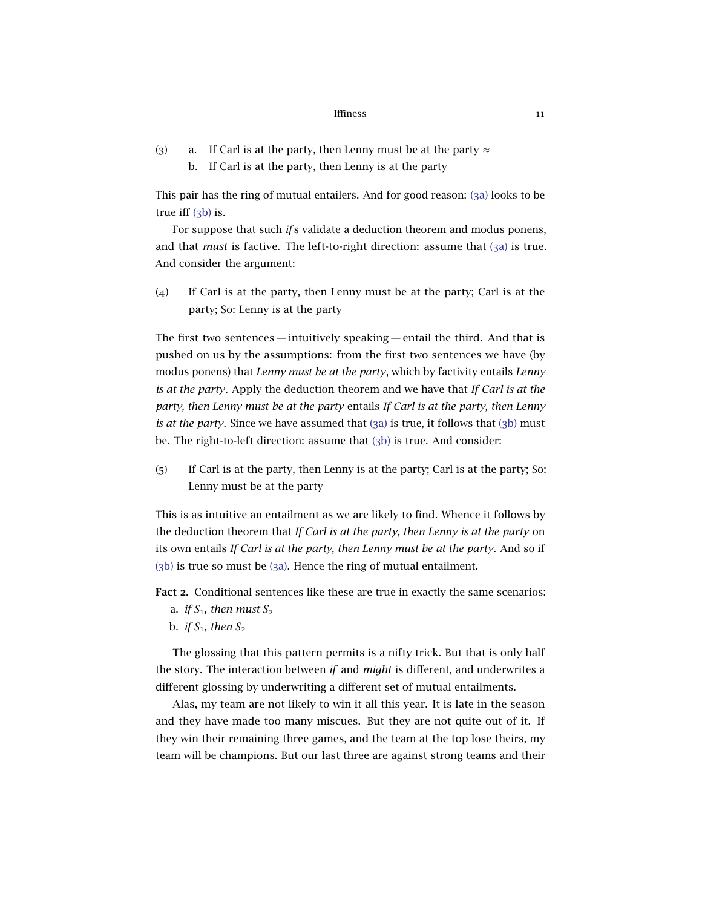(3) a. If Carl is at the party, then Lenny must be at the party ≈
    b. If Carl is at the party, then Lenny is at the party

This pair has the ring of mutual entailers. And for good reason: (3a) looks to be true iff (3b) is.

For suppose that such *if*s validate a deduction theorem and modus ponens, and that *must* is factive. The left-to-right direction: assume that (3a) is true. And consider the argument:

(4) If Carl is at the party, then Lenny must be at the party; Carl is at the party; So: Lenny is at the party

The first two sentences — intuitively speaking — entail the third. And that is pushed on us by the assumptions: from the first two sentences we have (by modus ponens) that *Lenny must be at the party*, which by factivity entails *Lenny is at the party*. Apply the deduction theorem and we have that *If Carl is at the party, then Lenny must be at the party* entails *If Carl is at the party, then Lenny is at the party*. Since we have assumed that (3a) is true, it follows that (3b) must be. The right-to-left direction: assume that (3b) is true. And consider:

(5) If Carl is at the party, then Lenny is at the party; Carl is at the party; So: Lenny must be at the party

This is as intuitive an entailment as we are likely to find. Whence it follows by the deduction theorem that *If Carl is at the party, then Lenny is at the party* on its own entails *If Carl is at the party, then Lenny must be at the party*. And so if (3b) is true so must be (3a). Hence the ring of mutual entailment.

**Fact 2.** Conditional sentences like these are true in exactly the same scenarios:

a. *if $S_1$, then must $S_2$*
b. *if $S_1$, then $S_2$*

The glossing that this pattern permits is a nifty trick. But that is only half the story. The interaction between *if* and *might* is different, and underwrites a different glossing by underwriting a different set of mutual entailments.

Alas, my team are not likely to win it all this year. It is late in the season and they have made too many miscues. But they are not quite out of it. If they win their remaining three games, and the team at the top lose theirs, my team will be champions. But our last three are against strong teams and their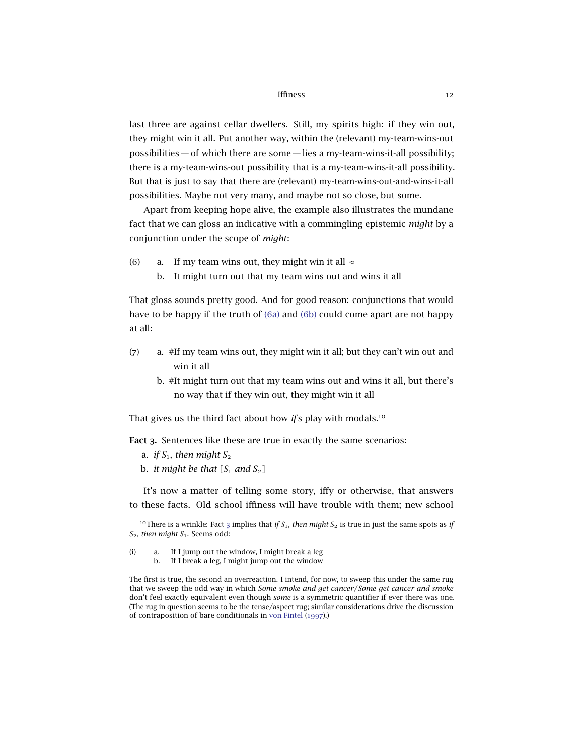last three are against cellar dwellers. Still, my spirits high: if they win out, they might win it all. Put another way, within the (relevant) my-team-wins-out possibilities — of which there are some — lies a my-team-wins-it-all possibility; there is a my-team-wins-out possibility that is a my-team-wins-it-all possibility. But that is just to say that there are (relevant) my-team-wins-out-and-wins-it-all possibilities. Maybe not very many, and maybe not so close, but some.

Apart from keeping hope alive, the example also illustrates the mundane fact that we can gloss an indicative with a commingling epistemic *might* by a conjunction under the scope of *might*:

(6) a. If my team wins out, they might win it all ≈
  b. It might turn out that my team wins out and wins it all

That gloss sounds pretty good. And for good reason: conjunctions that would have to be happy if the truth of (6a) and (6b) could come apart are not happy at all:

(7) a. #If my team wins out, they might win it all; but they can't win out and win it all
  b. #It might turn out that my team wins out and wins it all, but there's no way that if they win out, they might win it all

That gives us the third fact about how *if*s play with modals.[10]

**Fact 3.** Sentences like these are true in exactly the same scenarios:
  a. *if* $S_1$*, then might* $S_2$
  b. *it might be that* [$S_1$ *and* $S_2$]

It's now a matter of telling some story, iffy or otherwise, that answers to these facts. Old school iffiness will have trouble with them; new school

[10] There is a wrinkle: Fact 3 implies that *if* $S_1$*, then might* $S_2$ is true in just the same spots as *if* $S_2$*, then might* $S_1$. Seems odd:

(i) a. If I jump out the window, I might break a leg
  b. If I break a leg, I might jump out the window

The first is true, the second an overreaction. I intend, for now, to sweep this under the same rug that we sweep the odd way in which *Some smoke and get cancer*/*Some get cancer and smoke* don't feel exactly equivalent even though *some* is a symmetric quantifier if ever there was one. (The rug in question seems to be the tense/aspect rug; similar considerations drive the discussion of contraposition of bare conditionals in von Fintel (1997).)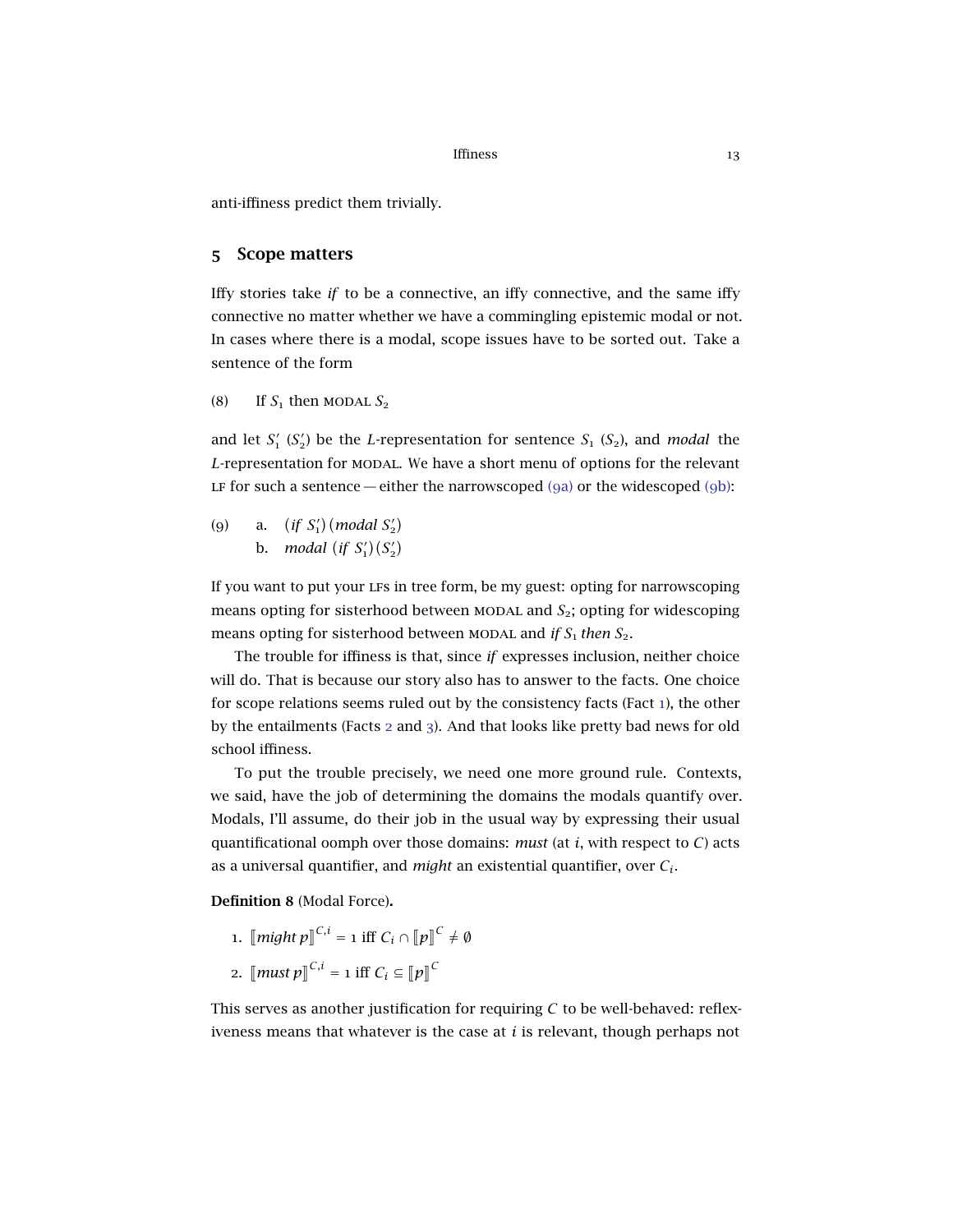anti-iffiness predict them trivially.

## 5 Scope matters

Iffy stories take *if* to be a connective, an iffy connective, and the same iffy connective no matter whether we have a commingling epistemic modal or not. In cases where there is a modal, scope issues have to be sorted out. Take a sentence of the form

(8) If $S_1$ then MODAL $S_2$

and let $S_1'$ ($S_2'$) be the *L*-representation for sentence $S_1$ ($S_2$), and *modal* the *L*-representation for MODAL. We have a short menu of options for the relevant LF for such a sentence — either the narrowscoped (9a) or the widescoped (9b):

(9) a. $(\textit{if } S_1')(\textit{modal } S_2')$
b. $\textit{modal } (\textit{if } S_1')(S_2')$

If you want to put your LFs in tree form, be my guest: opting for narrowscoping means opting for sisterhood between MODAL and $S_2$; opting for widescoping means opting for sisterhood between MODAL and *if* $S_1$ *then* $S_2$.

The trouble for iffiness is that, since *if* expresses inclusion, neither choice will do. That is because our story also has to answer to the facts. One choice for scope relations seems ruled out by the consistency facts (Fact 1), the other by the entailments (Facts 2 and 3). And that looks like pretty bad news for old school iffiness.

To put the trouble precisely, we need one more ground rule. Contexts, we said, have the job of determining the domains the modals quantify over. Modals, I'll assume, do their job in the usual way by expressing their usual quantificational oomph over those domains: *must* (at $i$, with respect to $C$) acts as a universal quantifier, and *might* an existential quantifier, over $C_i$.

**Definition 8** (Modal Force)**.**

1. $[\![\textit{might } p]\!]^{C,i} = 1$ iff $C_i \cap [\![p]\!]^C \neq \emptyset$
2. $[\![\textit{must } p]\!]^{C,i} = 1$ iff $C_i \subseteq [\![p]\!]^C$

This serves as another justification for requiring $C$ to be well-behaved: reflexiveness means that whatever is the case at $i$ is relevant, though perhaps not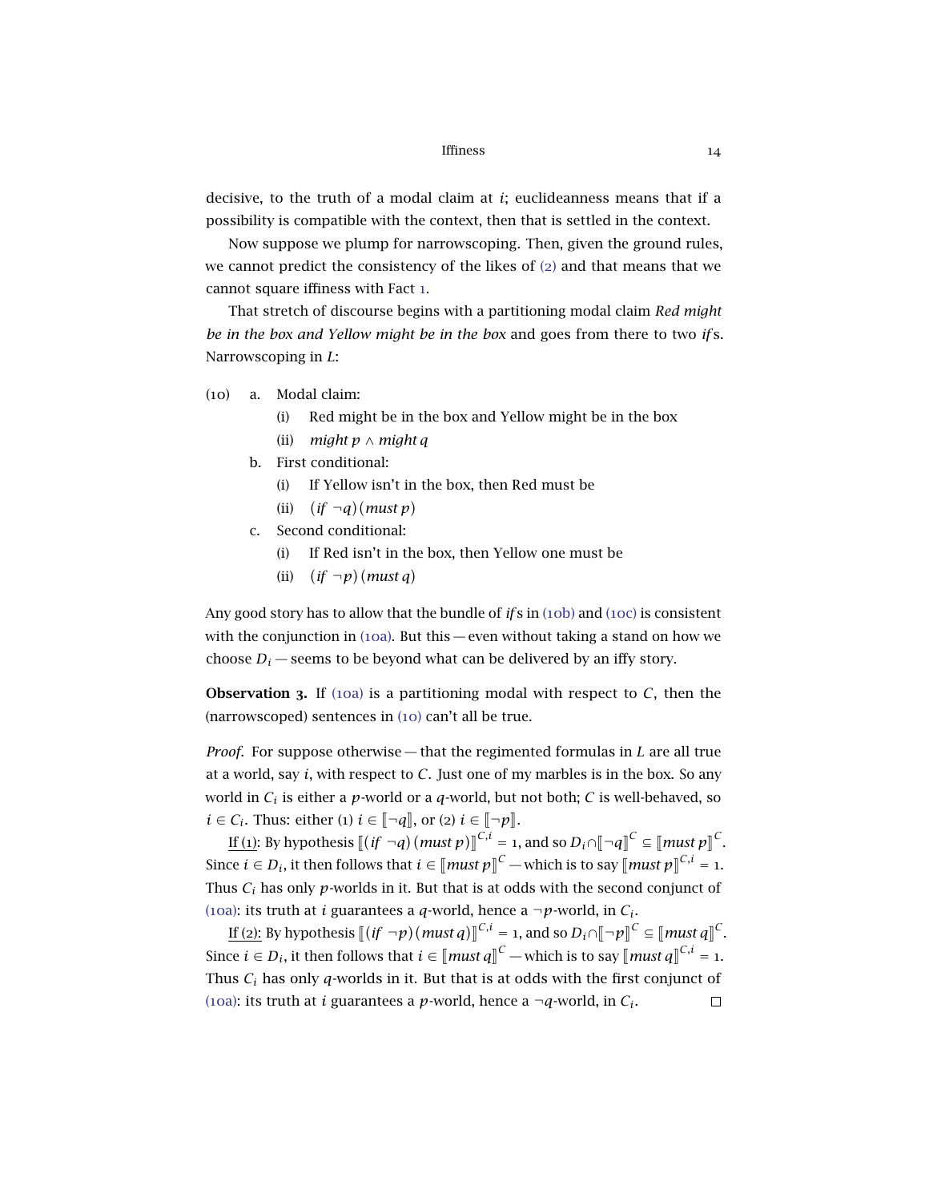decisive, to the truth of a modal claim at $i$; euclideanness means that if a possibility is compatible with the context, then that is settled in the context.

Now suppose we plump for narrowscoping. Then, given the ground rules, we cannot predict the consistency of the likes of (2) and that means that we cannot square iffiness with Fact 1.

That stretch of discourse begins with a partitioning modal claim *Red might be in the box and Yellow might be in the box* and goes from there to two *if*s. Narrowscoping in $L$:

(10) a. Modal claim:
  (i) Red might be in the box and Yellow might be in the box
  (ii) $might\ p \wedge might\ q$

b. First conditional:
  (i) If Yellow isn't in the box, then Red must be
  (ii) $(if\ \neg q)(must\ p)$

c. Second conditional:
  (i) If Red isn't in the box, then Yellow one must be
  (ii) $(if\ \neg p)(must\ q)$

Any good story has to allow that the bundle of *if*s in (10b) and (10c) is consistent with the conjunction in (10a). But this — even without taking a stand on how we choose $D_i$ — seems to be beyond what can be delivered by an iffy story.

**Observation 3.** If (10a) is a partitioning modal with respect to $C$, then the (narrowscoped) sentences in (10) can't all be true.

*Proof.* For suppose otherwise — that the regimented formulas in $L$ are all true at a world, say $i$, with respect to $C$. Just one of my marbles is in the box. So any world in $C_i$ is either a $p$-world or a $q$-world, but not both; $C$ is well-behaved, so $i \in C_i$. Thus: either (1) $i \in [\![\neg q]\!]$, or (2) $i \in [\![\neg p]\!]$.

If (1): By hypothesis $[\![(if\ \neg q)(must\ p)]\!]^{C,i} = 1$, and so $D_i \cap [\![\neg q]\!]^C \subseteq [\![must\ p]\!]^C$. Since $i \in D_i$, it then follows that $i \in [\![must\ p]\!]^C$ — which is to say $[\![must\ p]\!]^{C,i} = 1$. Thus $C_i$ has only $p$-worlds in it. But that is at odds with the second conjunct of (10a): its truth at $i$ guarantees a $q$-world, hence a $\neg p$-world, in $C_i$.

If (2): By hypothesis $[\![(if\ \neg p)(must\ q)]\!]^{C,i} = 1$, and so $D_i \cap [\![\neg p]\!]^C \subseteq [\![must\ q]\!]^C$. Since $i \in D_i$, it then follows that $i \in [\![must\ q]\!]^C$ — which is to say $[\![must\ q]\!]^{C,i} = 1$. Thus $C_i$ has only $q$-worlds in it. But that is at odds with the first conjunct of (10a): its truth at $i$ guarantees a $p$-world, hence a $\neg q$-world, in $C_i$. □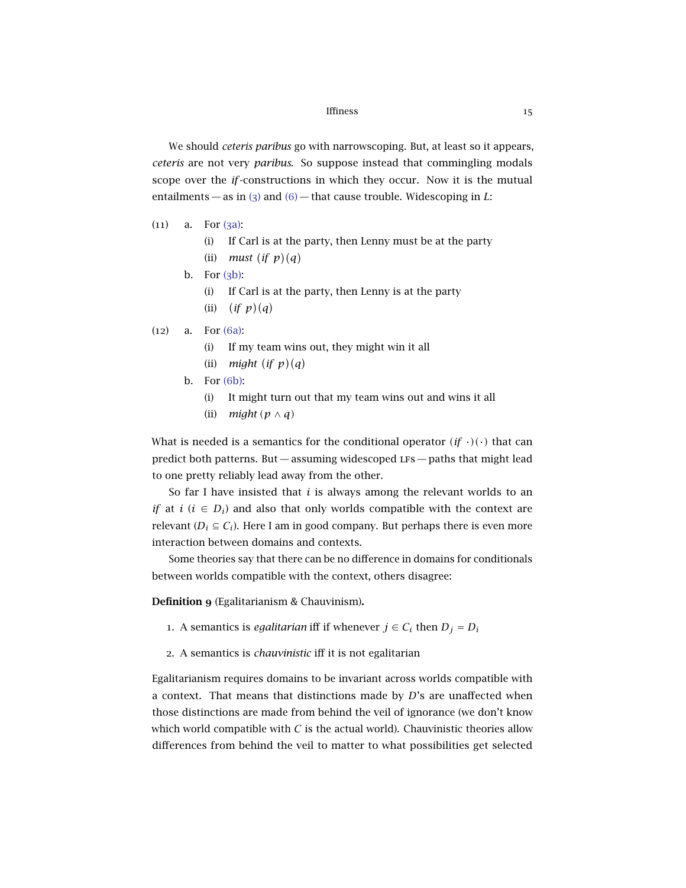We should *ceteris paribus* go with narrowscoping. But, at least so it appears, *ceteris* are not very *paribus*. So suppose instead that commingling modals scope over the *if*-constructions in which they occur. Now it is the mutual entailments — as in (3) and (6) — that cause trouble. Widescoping in $L$:

(11) a. For (3a):
   (i) If Carl is at the party, then Lenny must be at the party
   (ii) $\textit{must}\ (\textit{if}\ p)(q)$

 b. For (3b):
   (i) If Carl is at the party, then Lenny is at the party
   (ii) $(\textit{if}\ p)(q)$

(12) a. For (6a):
   (i) If my team wins out, they might win it all
   (ii) $\textit{might}\ (\textit{if}\ p)(q)$

 b. For (6b):
   (i) It might turn out that my team wins out and wins it all
   (ii) $\textit{might}\,(p \wedge q)$

What is needed is a semantics for the conditional operator $(\textit{if}\ \cdot)(\cdot)$ that can predict both patterns. But — assuming widescoped LFs — paths that might lead to one pretty reliably lead away from the other.

So far I have insisted that $i$ is always among the relevant worlds to an *if* at $i$ ($i \in D_i$) and also that only worlds compatible with the context are relevant ($D_i \subseteq C_i$). Here I am in good company. But perhaps there is even more interaction between domains and contexts.

Some theories say that there can be no difference in domains for conditionals between worlds compatible with the context, others disagree:

**Definition 9** (Egalitarianism & Chauvinism)**.**

1. A semantics is *egalitarian* iff if whenever $j \in C_i$ then $D_j = D_i$
2. A semantics is *chauvinistic* iff it is not egalitarian

Egalitarianism requires domains to be invariant across worlds compatible with a context. That means that distinctions made by $D$'s are unaffected when those distinctions are made from behind the veil of ignorance (we don't know which world compatible with $C$ is the actual world). Chauvinistic theories allow differences from behind the veil to matter to what possibilities get selected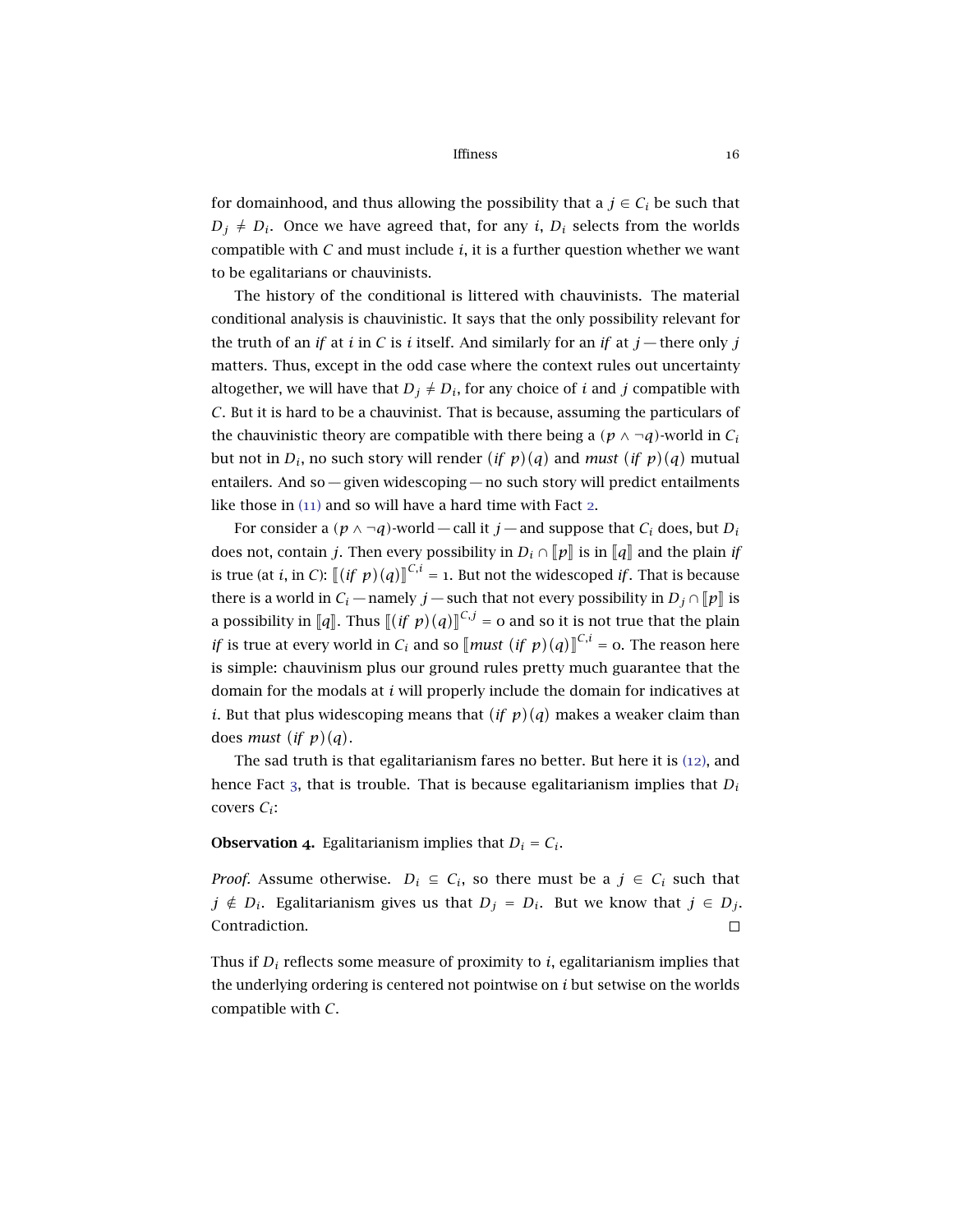for domainhood, and thus allowing the possibility that a $j \in C_i$ be such that $D_j \neq D_i$. Once we have agreed that, for any $i$, $D_i$ selects from the worlds compatible with $C$ and must include $i$, it is a further question whether we want to be egalitarians or chauvinists.

The history of the conditional is littered with chauvinists. The material conditional analysis is chauvinistic. It says that the only possibility relevant for the truth of an *if* at $i$ in $C$ is $i$ itself. And similarly for an *if* at $j$ — there only $j$ matters. Thus, except in the odd case where the context rules out uncertainty altogether, we will have that $D_j \neq D_i$, for any choice of $i$ and $j$ compatible with $C$. But it is hard to be a chauvinist. That is because, assuming the particulars of the chauvinistic theory are compatible with there being a $(p \wedge \neg q)$-world in $C_i$ but not in $D_i$, no such story will render $(if\ p)(q)$ and $must\ (if\ p)(q)$ mutual entailers. And so — given widescoping — no such story will predict entailments like those in (11) and so will have a hard time with Fact 2.

For consider a $(p \wedge \neg q)$-world — call it $j$ — and suppose that $C_i$ does, but $D_i$ does not, contain $j$. Then every possibility in $D_i \cap [\![p]\!]$ is in $[\![q]\!]$ and the plain *if* is true (at $i$, in $C$): $[\![(if\ p)(q)]\!]^{C,i} = 1$. But not the widescoped *if*. That is because there is a world in $C_i$ — namely $j$ — such that not every possibility in $D_j \cap [\![p]\!]$ is a possibility in $[\![q]\!]$. Thus $[\![(if\ p)(q)]\!]^{C,j} = 0$ and so it is not true that the plain *if* is true at every world in $C_i$ and so $[\![must\ (if\ p)(q)]\!]^{C,i} = 0$. The reason here is simple: chauvinism plus our ground rules pretty much guarantee that the domain for the modals at $i$ will properly include the domain for indicatives at $i$. But that plus widescoping means that $(if\ p)(q)$ makes a weaker claim than does $must\ (if\ p)(q)$.

The sad truth is that egalitarianism fares no better. But here it is (12), and hence Fact 3, that is trouble. That is because egalitarianism implies that $D_i$ covers $C_i$:

**Observation 4.** Egalitarianism implies that $D_i = C_i$.

*Proof.* Assume otherwise. $D_i \subseteq C_i$, so there must be a $j \in C_i$ such that $j \notin D_i$. Egalitarianism gives us that $D_j = D_i$. But we know that $j \in D_j$. Contradiction. □

Thus if $D_i$ reflects some measure of proximity to $i$, egalitarianism implies that the underlying ordering is centered not pointwise on $i$ but setwise on the worlds compatible with $C$.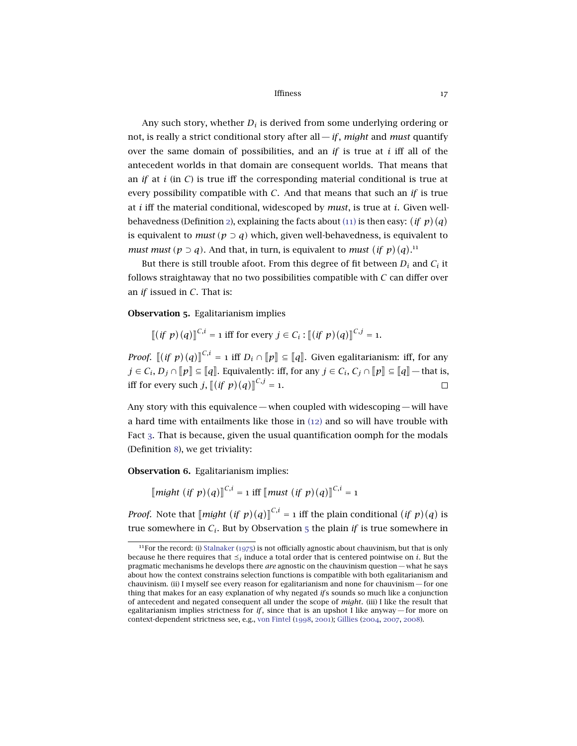Any such story, whether $D_i$ is derived from some underlying ordering or not, is really a strict conditional story after all — *if*, *might* and *must* quantify over the same domain of possibilities, and an *if* is true at $i$ iff all of the antecedent worlds in that domain are consequent worlds. That means that an *if* at $i$ (in $C$) is true iff the corresponding material conditional is true at every possibility compatible with $C$. And that means that such an *if* is true at $i$ iff the material conditional, widescoped by *must*, is true at $i$. Given well-behavedness (Definition 2), explaining the facts about (11) is then easy: $(\textit{if}\ p)(q)$ is equivalent to *must* $(p \supset q)$ which, given well-behavedness, is equivalent to *must must* $(p \supset q)$. And that, in turn, is equivalent to *must* $(\textit{if}\ p)(q)$.[11]

But there is still trouble afoot. From this degree of fit between $D_i$ and $C_i$ it follows straightaway that no two possibilities compatible with $C$ can differ over an *if* issued in $C$. That is:

**Observation 5.** Egalitarianism implies

$$[\![(\textit{if}\ p)(q)]\!]^{C,i} = 1 \text{ iff for every } j \in C_i : [\![(\textit{if}\ p)(q)]\!]^{C,j} = 1.$$

*Proof.* $[\![(\textit{if}\ p)(q)]\!]^{C,i} = 1$ iff $D_i \cap [\![p]\!] \subseteq [\![q]\!]$. Given egalitarianism: iff, for any $j \in C_i$, $D_j \cap [\![p]\!] \subseteq [\![q]\!]$. Equivalently: iff, for any $j \in C_i$, $C_j \cap [\![p]\!] \subseteq [\![q]\!]$ — that is, iff for every such $j$, $[\![(\textit{if}\ p)(q)]\!]^{C,j} = 1$. □

Any story with this equivalence — when coupled with widescoping — will have a hard time with entailments like those in (12) and so will have trouble with Fact 3. That is because, given the usual quantification oomph for the modals (Definition 8), we get triviality:

**Observation 6.** Egalitarianism implies:

$$[\![\textit{might}\ (\textit{if}\ p)(q)]\!]^{C,i} = 1 \text{ iff } [\![\textit{must}\ (\textit{if}\ p)(q)]\!]^{C,i} = 1$$

*Proof.* Note that $[\![\textit{might}\ (\textit{if}\ p)(q)]\!]^{C,i} = 1$ iff the plain conditional $(\textit{if}\ p)(q)$ is true somewhere in $C_i$. But by Observation 5 the plain *if* is true somewhere in

[11] For the record: (i) Stalnaker (1975) is not officially agnostic about chauvinism, but that is only because he there requires that $\preceq_i$ induce a total order that is centered pointwise on $i$. But the pragmatic mechanisms he develops there *are* agnostic on the chauvinism question — what he says about how the context constrains selection functions is compatible with both egalitarianism and chauvinism. (ii) I myself see every reason for egalitarianism and none for chauvinism — for one thing that makes for an easy explanation of why negated *if*s sounds so much like a conjunction of antecedent and negated consequent all under the scope of *might*. (iii) I like the result that egalitarianism implies strictness for *if*, since that is an upshot I like anyway — for more on context-dependent strictness see, e.g., von Fintel (1998, 2001); Gillies (2004, 2007, 2008).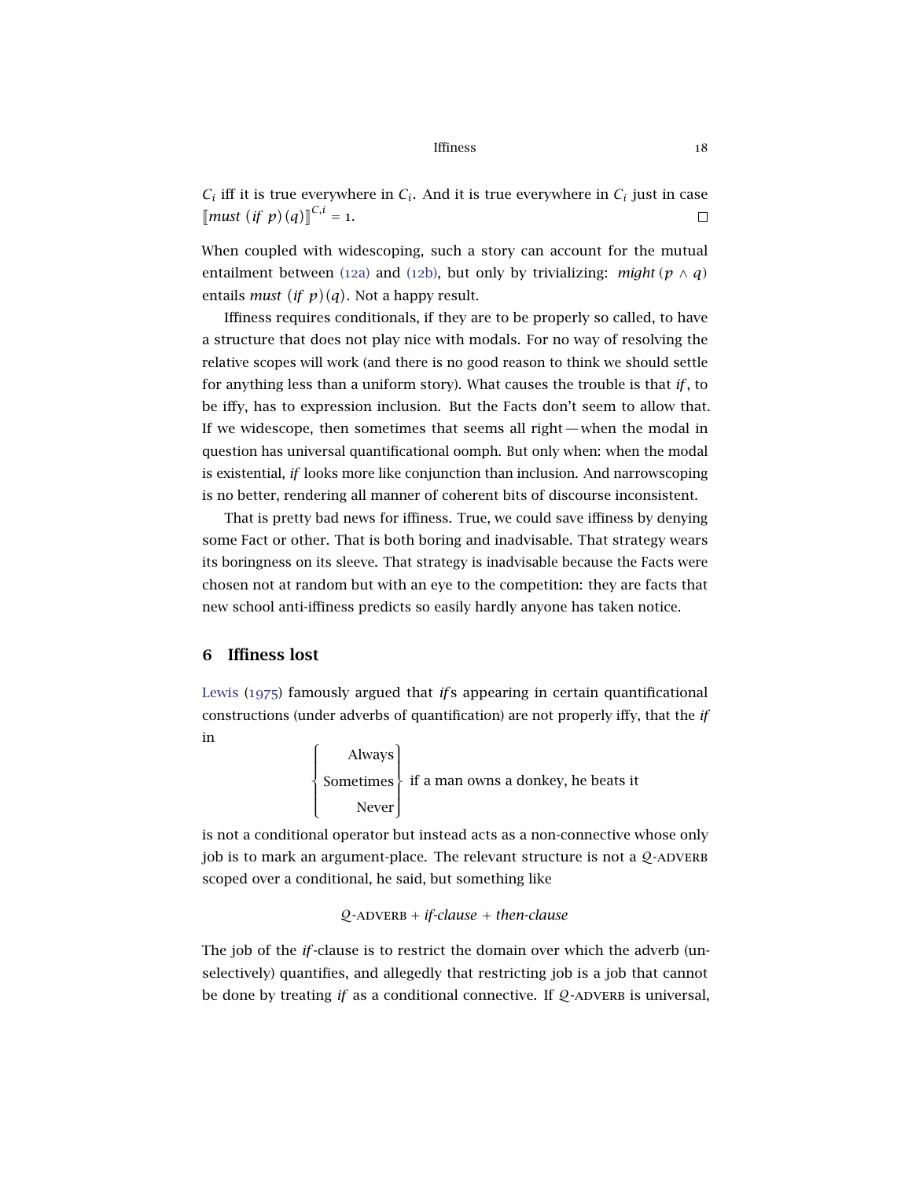$C_i$ iff it is true everywhere in $C_i$. And it is true everywhere in $C_i$ just in case $[\![\textit{must}\ (\textit{if}\ p)(q)]\!]^{C,i} = 1$. □

When coupled with widescoping, such a story can account for the mutual entailment between (12a) and (12b), but only by trivializing: *might* $(p \wedge q)$ entails *must* $(\textit{if}\ p)(q)$. Not a happy result.

Iffiness requires conditionals, if they are to be properly so called, to have a structure that does not play nice with modals. For no way of resolving the relative scopes will work (and there is no good reason to think we should settle for anything less than a uniform story). What causes the trouble is that *if*, to be iffy, has to expression inclusion. But the Facts don't seem to allow that. If we widescope, then sometimes that seems all right — when the modal in question has universal quantificational oomph. But only when: when the modal is existential, *if* looks more like conjunction than inclusion. And narrowscoping is no better, rendering all manner of coherent bits of discourse inconsistent.

That is pretty bad news for iffiness. True, we could save iffiness by denying some Fact or other. That is both boring and inadvisable. That strategy wears its boringness on its sleeve. That strategy is inadvisable because the Facts were chosen not at random but with an eye to the competition: they are facts that new school anti-iffiness predicts so easily hardly anyone has taken notice.

## 6 Iffiness lost

Lewis (1975) famously argued that *if*s appearing in certain quantificational constructions (under adverbs of quantification) are not properly iffy, that the *if* in

$$\left\{\begin{array}{r}\text{Always}\\ \text{Sometimes}\\ \text{Never}\end{array}\right\} \text{ if a man owns a donkey, he beats it}$$

is not a conditional operator but instead acts as a non-connective whose only job is to mark an argument-place. The relevant structure is not a $\mathcal{Q}$-ADVERB scoped over a conditional, he said, but something like

$$\mathcal{Q}\text{-ADVERB} + \textit{if-clause} + \textit{then-clause}$$

The job of the *if*-clause is to restrict the domain over which the adverb (unselectively) quantifies, and allegedly that restricting job is a job that cannot be done by treating *if* as a conditional connective. If $\mathcal{Q}$-ADVERB is universal,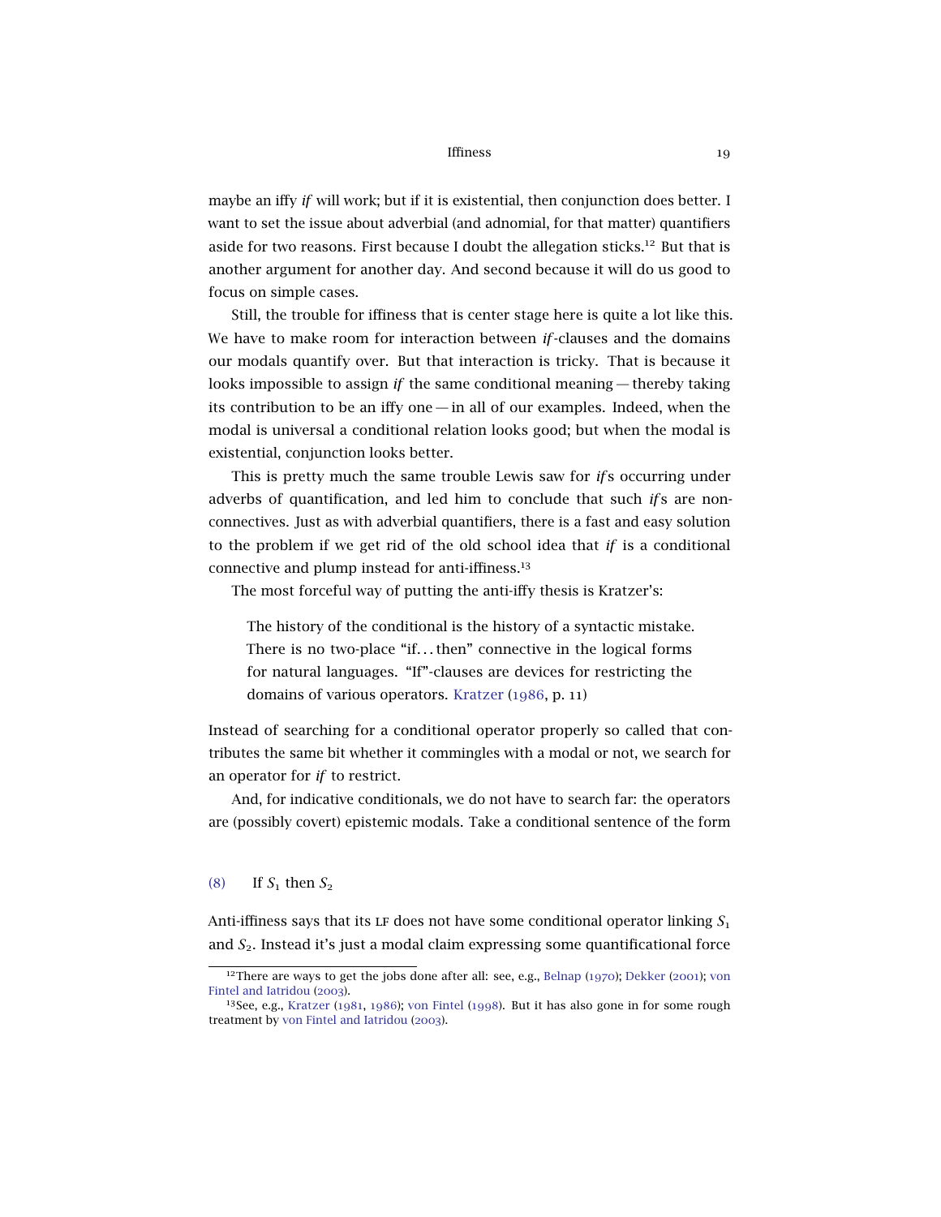maybe an iffy *if* will work; but if it is existential, then conjunction does better. I want to set the issue about adverbial (and adnomial, for that matter) quantifiers aside for two reasons. First because I doubt the allegation sticks.[12] But that is another argument for another day. And second because it will do us good to focus on simple cases.

Still, the trouble for iffiness that is center stage here is quite a lot like this. We have to make room for interaction between *if*-clauses and the domains our modals quantify over. But that interaction is tricky. That is because it looks impossible to assign *if* the same conditional meaning — thereby taking its contribution to be an iffy one — in all of our examples. Indeed, when the modal is universal a conditional relation looks good; but when the modal is existential, conjunction looks better.

This is pretty much the same trouble Lewis saw for *if*s occurring under adverbs of quantification, and led him to conclude that such *if*s are non-connectives. Just as with adverbial quantifiers, there is a fast and easy solution to the problem if we get rid of the old school idea that *if* is a conditional connective and plump instead for anti-iffiness.[13]

The most forceful way of putting the anti-iffy thesis is Kratzer's:

> The history of the conditional is the history of a syntactic mistake. There is no two-place "if. . . then" connective in the logical forms for natural languages. "If"-clauses are devices for restricting the domains of various operators. Kratzer (1986, p. 11)

Instead of searching for a conditional operator properly so called that contributes the same bit whether it commingles with a modal or not, we search for an operator for *if* to restrict.

And, for indicative conditionals, we do not have to search far: the operators are (possibly covert) epistemic modals. Take a conditional sentence of the form

(8) If $S_1$ then $S_2$

Anti-iffiness says that its LF does not have some conditional operator linking $S_1$ and $S_2$. Instead it's just a modal claim expressing some quantificational force

[12] There are ways to get the jobs done after all: see, e.g., Belnap (1970); Dekker (2001); von Fintel and Iatridou (2003).

[13] See, e.g., Kratzer (1981, 1986); von Fintel (1998). But it has also gone in for some rough treatment by von Fintel and Iatridou (2003).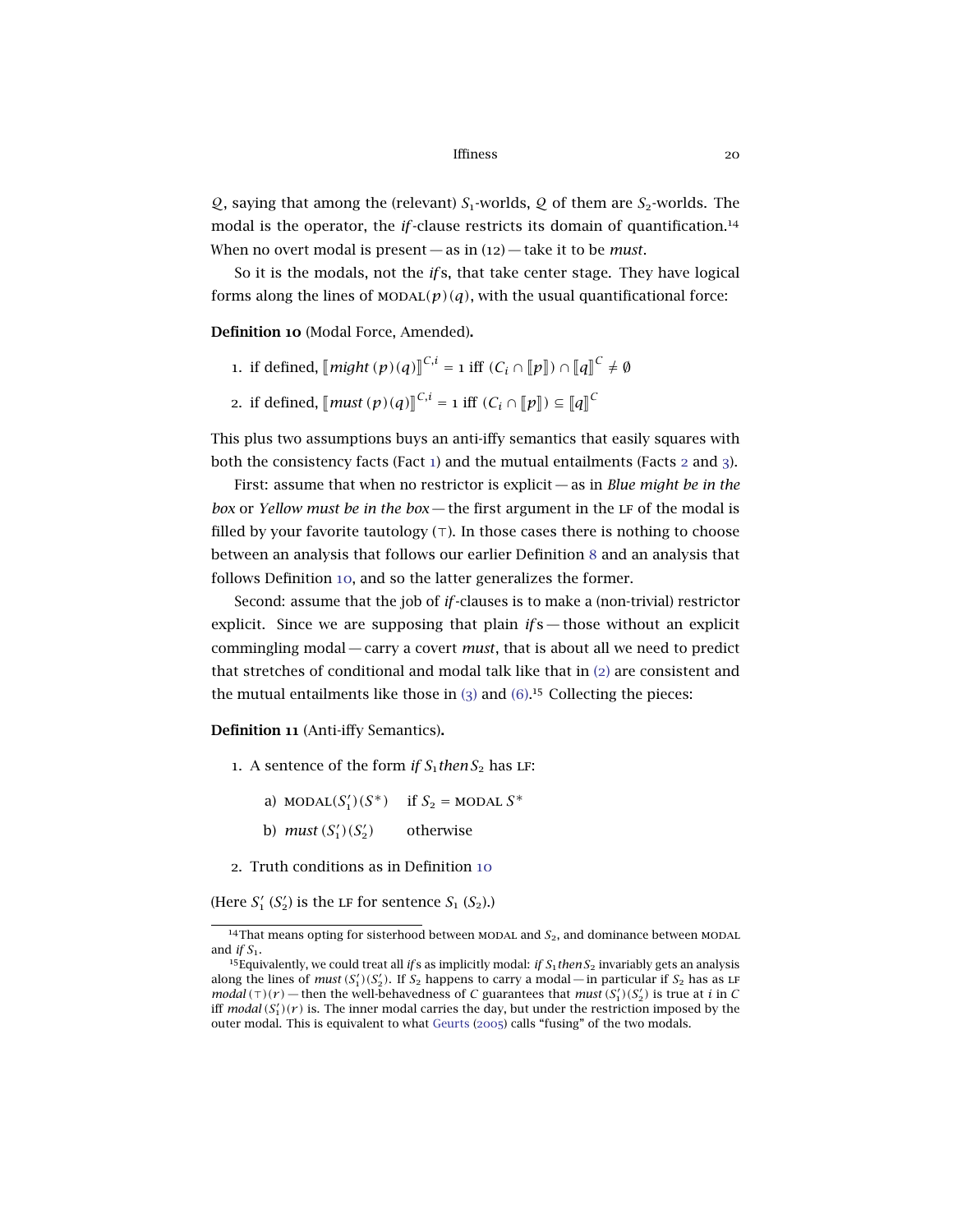$\mathcal{Q}$, saying that among the (relevant) $S_1$-worlds, $\mathcal{Q}$ of them are $S_2$-worlds. The modal is the operator, the *if*-clause restricts its domain of quantification.[14] When no overt modal is present — as in (12) — take it to be *must*.

So it is the modals, not the *if*s, that take center stage. They have logical forms along the lines of $\textsc{modal}(p)(q)$, with the usual quantificational force:

**Definition 10** (Modal Force, Amended)**.**

1. if defined, $[\![\textit{might}\,(p)(q)]\!]^{C,i} = 1$ iff $(C_i \cap [\![p]\!]) \cap [\![q]\!]^C \neq \emptyset$
2. if defined, $[\![\textit{must}\,(p)(q)]\!]^{C,i} = 1$ iff $(C_i \cap [\![p]\!]) \subseteq [\![q]\!]^C$

This plus two assumptions buys an anti-iffy semantics that easily squares with both the consistency facts (Fact 1) and the mutual entailments (Facts 2 and 3).

First: assume that when no restrictor is explicit — as in *Blue might be in the box* or *Yellow must be in the box* — the first argument in the LF of the modal is filled by your favorite tautology ($\top$). In those cases there is nothing to choose between an analysis that follows our earlier Definition 8 and an analysis that follows Definition 10, and so the latter generalizes the former.

Second: assume that the job of *if*-clauses is to make a (non-trivial) restrictor explicit. Since we are supposing that plain *if*s — those without an explicit commingling modal — carry a covert *must*, that is about all we need to predict that stretches of conditional and modal talk like that in (2) are consistent and the mutual entailments like those in (3) and (6).[15] Collecting the pieces:

**Definition 11** (Anti-iffy Semantics)**.**

1. A sentence of the form *if* $S_1$ *then* $S_2$ has LF:

   a) $\textsc{modal}(S_1')(S^*)$ if $S_2 = \textsc{modal}\ S^*$

   b) $\textit{must}\,(S_1')(S_2')$ otherwise

2. Truth conditions as in Definition 10

(Here $S_1'$ ($S_2'$) is the LF for sentence $S_1$ ($S_2$).)

---

[14] That means opting for sisterhood between $\textsc{modal}$ and $S_2$, and dominance between $\textsc{modal}$ and *if* $S_1$.

[15] Equivalently, we could treat all *if*s as implicitly modal: *if* $S_1$ *then* $S_2$ invariably gets an analysis along the lines of $\textit{must}\,(S_1')(S_2')$. If $S_2$ happens to carry a modal — in particular if $S_2$ has as LF $\textit{modal}\,(\top)(r)$ — then the well-behavedness of $C$ guarantees that $\textit{must}\,(S_1')(S_2')$ is true at $i$ in $C$ iff $\textit{modal}\,(S_1')(r)$ is. The inner modal carries the day, but under the restriction imposed by the outer modal. This is equivalent to what Geurts (2005) calls "fusing" of the two modals.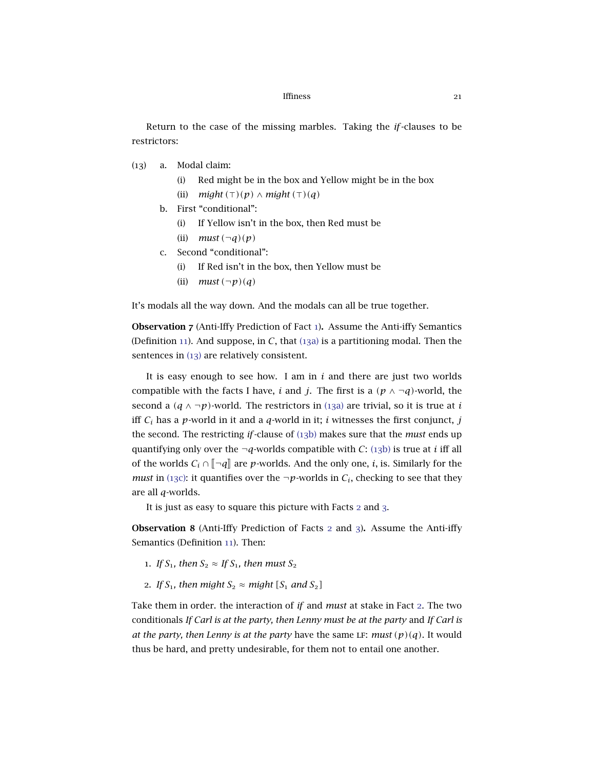Return to the case of the missing marbles. Taking the *if*-clauses to be restrictors:

(13) a. Modal claim:

  (i) Red might be in the box and Yellow might be in the box

  (ii) $might\,(\top)(p) \wedge might\,(\top)(q)$

 b. First "conditional":

  (i) If Yellow isn't in the box, then Red must be

  (ii) $must\,(\neg q)(p)$

 c. Second "conditional":

  (i) If Red isn't in the box, then Yellow must be

  (ii) $must\,(\neg p)(q)$

It's modals all the way down. And the modals can all be true together.

**Observation 7** (Anti-Iffy Prediction of Fact 1)**.** Assume the Anti-iffy Semantics (Definition 11). And suppose, in $C$, that (13a) is a partitioning modal. Then the sentences in (13) are relatively consistent.

It is easy enough to see how. I am in $i$ and there are just two worlds compatible with the facts I have, $i$ and $j$. The first is a $(p \wedge \neg q)$-world, the second a $(q \wedge \neg p)$-world. The restrictors in (13a) are trivial, so it is true at $i$ iff $C_i$ has a $p$-world in it and a $q$-world in it; $i$ witnesses the first conjunct, $j$ the second. The restricting *if*-clause of (13b) makes sure that the *must* ends up quantifying only over the $\neg q$-worlds compatible with $C$: (13b) is true at $i$ iff all of the worlds $C_i \cap [\![\neg q]\!]$ are $p$-worlds. And the only one, $i$, is. Similarly for the *must* in (13c): it quantifies over the $\neg p$-worlds in $C_i$, checking to see that they are all $q$-worlds.

It is just as easy to square this picture with Facts 2 and 3.

**Observation 8** (Anti-Iffy Prediction of Facts 2 and 3)**.** Assume the Anti-iffy Semantics (Definition 11). Then:

1. *If* $S_1$*, then* $S_2 \approx$ *If* $S_1$*, then must* $S_2$
2. *If* $S_1$*, then might* $S_2 \approx$ *might* $[S_1$ *and* $S_2]$

Take them in order. the interaction of *if* and *must* at stake in Fact 2. The two conditionals *If Carl is at the party, then Lenny must be at the party* and *If Carl is at the party, then Lenny is at the party* have the same LF: $must\,(p)(q)$. It would thus be hard, and pretty undesirable, for them not to entail one another.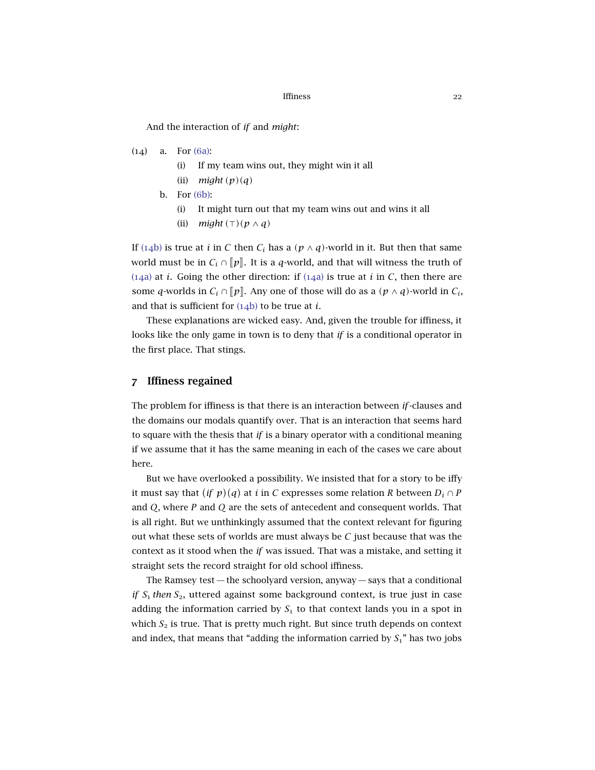And the interaction of *if* and *might*:

(14) a. For (6a):
   (i) If my team wins out, they might win it all
   (ii) $\textit{might}\,(p)(q)$

 b. For (6b):
   (i) It might turn out that my team wins out and wins it all
   (ii) $\textit{might}\,(\top)(p \wedge q)$

If (14b) is true at $i$ in $C$ then $C_i$ has a $(p \wedge q)$-world in it. But then that same world must be in $C_i \cap [\![p]\!]$. It is a $q$-world, and that will witness the truth of (14a) at $i$. Going the other direction: if (14a) is true at $i$ in $C$, then there are some $q$-worlds in $C_i \cap [\![p]\!]$. Any one of those will do as a $(p \wedge q)$-world in $C_i$, and that is sufficient for (14b) to be true at $i$.

These explanations are wicked easy. And, given the trouble for iffiness, it looks like the only game in town is to deny that *if* is a conditional operator in the first place. That stings.

## 7 Iffiness regained

The problem for iffiness is that there is an interaction between *if*-clauses and the domains our modals quantify over. That is an interaction that seems hard to square with the thesis that *if* is a binary operator with a conditional meaning if we assume that it has the same meaning in each of the cases we care about here.

But we have overlooked a possibility. We insisted that for a story to be iffy it must say that $(\textit{if}\ p)(q)$ at $i$ in $C$ expresses some relation $R$ between $D_i \cap P$ and $Q$, where $P$ and $Q$ are the sets of antecedent and consequent worlds. That is all right. But we unthinkingly assumed that the context relevant for figuring out what these sets of worlds are must always be $C$ just because that was the context as it stood when the *if* was issued. That was a mistake, and setting it straight sets the record straight for old school iffiness.

The Ramsey test — the schoolyard version, anyway — says that a conditional *if* $S_1$ *then* $S_2$, uttered against some background context, is true just in case adding the information carried by $S_1$ to that context lands you in a spot in which $S_2$ is true. That is pretty much right. But since truth depends on context and index, that means that "adding the information carried by $S_1$" has two jobs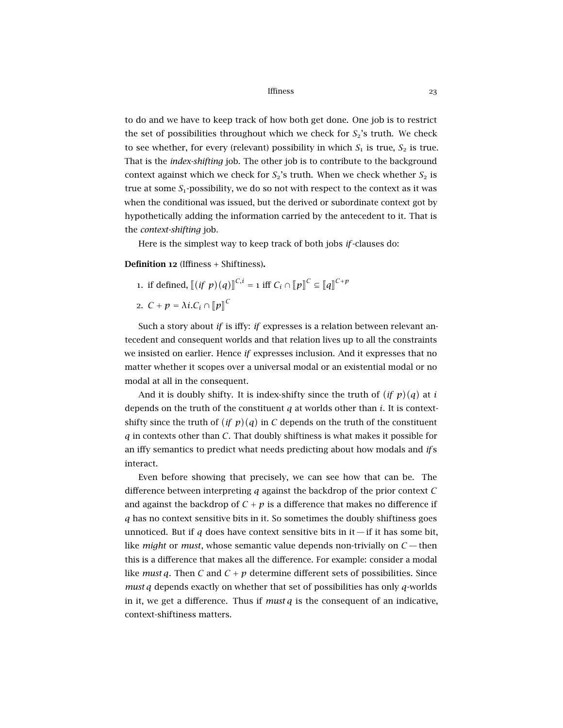to do and we have to keep track of how both get done. One job is to restrict the set of possibilities throughout which we check for $S_2$'s truth. We check to see whether, for every (relevant) possibility in which $S_1$ is true, $S_2$ is true. That is the *index-shifting* job. The other job is to contribute to the background context against which we check for $S_2$'s truth. When we check whether $S_2$ is true at some $S_1$-possibility, we do so not with respect to the context as it was when the conditional was issued, but the derived or subordinate context got by hypothetically adding the information carried by the antecedent to it. That is the *context-shifting* job.

Here is the simplest way to keep track of both jobs *if*-clauses do:

**Definition 12** (Iffiness + Shiftiness)**.**

1. if defined, $[\![(if\ p)(q)]\!]^{C,i} = 1$ iff $C_i \cap [\![p]\!]^{C} \subseteq [\![q]\!]^{C+p}$
2. $C + p = \lambda i. C_i \cap [\![p]\!]^{C}$

Such a story about *if* is iffy: *if* expresses is a relation between relevant antecedent and consequent worlds and that relation lives up to all the constraints we insisted on earlier. Hence *if* expresses inclusion. And it expresses that no matter whether it scopes over a universal modal or an existential modal or no modal at all in the consequent.

And it is doubly shifty. It is index-shifty since the truth of $(if\ p)(q)$ at $i$ depends on the truth of the constituent $q$ at worlds other than $i$. It is context-shifty since the truth of $(if\ p)(q)$ in $C$ depends on the truth of the constituent $q$ in contexts other than $C$. That doubly shiftiness is what makes it possible for an iffy semantics to predict what needs predicting about how modals and *if*s interact.

Even before showing that precisely, we can see how that can be. The difference between interpreting $q$ against the backdrop of the prior context $C$ and against the backdrop of $C + p$ is a difference that makes no difference if $q$ has no context sensitive bits in it. So sometimes the doubly shiftiness goes unnoticed. But if $q$ does have context sensitive bits in it — if it has some bit, like *might* or *must*, whose semantic value depends non-trivially on $C$ — then this is a difference that makes all the difference. For example: consider a modal like *must* $q$. Then $C$ and $C + p$ determine different sets of possibilities. Since *must* $q$ depends exactly on whether that set of possibilities has only $q$-worlds in it, we get a difference. Thus if *must* $q$ is the consequent of an indicative, context-shiftiness matters.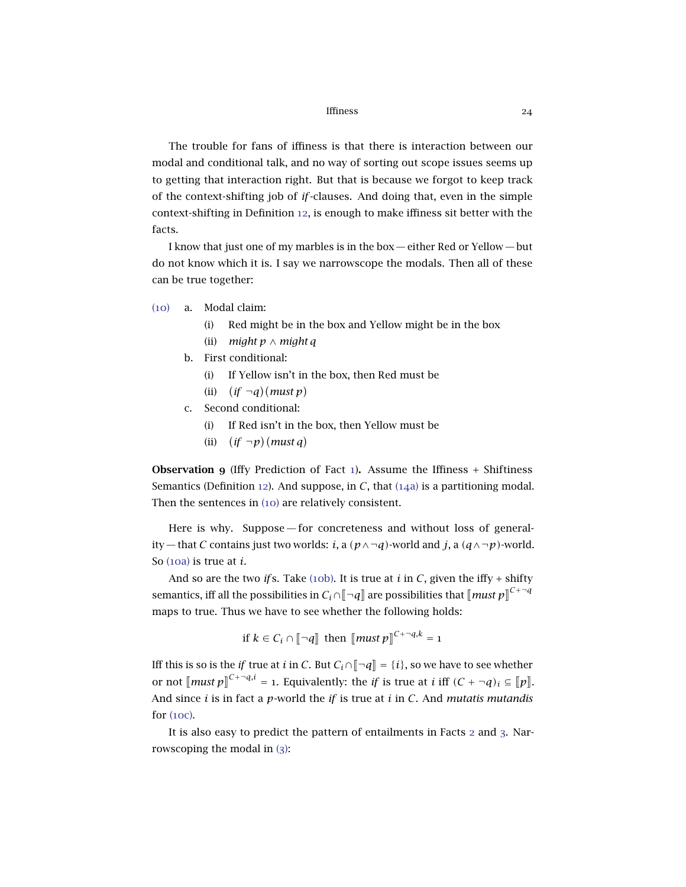The trouble for fans of iffiness is that there is interaction between our modal and conditional talk, and no way of sorting out scope issues seems up to getting that interaction right. But that is because we forgot to keep track of the context-shifting job of *if*-clauses. And doing that, even in the simple context-shifting in Definition 12, is enough to make iffiness sit better with the facts.

I know that just one of my marbles is in the box — either Red or Yellow — but do not know which it is. I say we narrowscope the modals. Then all of these can be true together:

(10) a. Modal claim:
  - (i) Red might be in the box and Yellow might be in the box
  - (ii) $\textit{might}\, p \wedge \textit{might}\, q$

 b. First conditional:
  - (i) If Yellow isn't in the box, then Red must be
  - (ii) $(\textit{if}\ \neg q)(\textit{must}\, p)$

 c. Second conditional:
  - (i) If Red isn't in the box, then Yellow must be
  - (ii) $(\textit{if}\ \neg p)(\textit{must}\, q)$

**Observation 9** (Iffy Prediction of Fact 1)**.** Assume the Iffiness + Shiftiness Semantics (Definition 12). And suppose, in $C$, that (14a) is a partitioning modal. Then the sentences in (10) are relatively consistent.

Here is why. Suppose — for concreteness and without loss of generality — that $C$ contains just two worlds: $i$, a $(p \wedge \neg q)$-world and $j$, a $(q \wedge \neg p)$-world. So (10a) is true at $i$.

And so are the two *if*s. Take (10b). It is true at $i$ in $C$, given the iffy + shifty semantics, iff all the possibilities in $C_i \cap [\![\neg q]\!]$ are possibilities that $[\![\textit{must}\, p]\!]^{C+\neg q}$ maps to true. Thus we have to see whether the following holds:

$$\text{if } k \in C_i \cap [\![\neg q]\!] \text{ then } [\![\textit{must}\, p]\!]^{C+\neg q,k} = 1$$

Iff this is so is the *if* true at $i$ in $C$. But $C_i \cap [\![\neg q]\!] = \{i\}$, so we have to see whether or not $[\![\textit{must}\, p]\!]^{C+\neg q,i} = 1$. Equivalently: the *if* is true at $i$ iff $(C + \neg q)_i \subseteq [\![p]\!]$. And since $i$ is in fact a $p$-world the *if* is true at $i$ in $C$. And *mutatis mutandis* for (10c).

It is also easy to predict the pattern of entailments in Facts 2 and 3. Narrowscoping the modal in (3):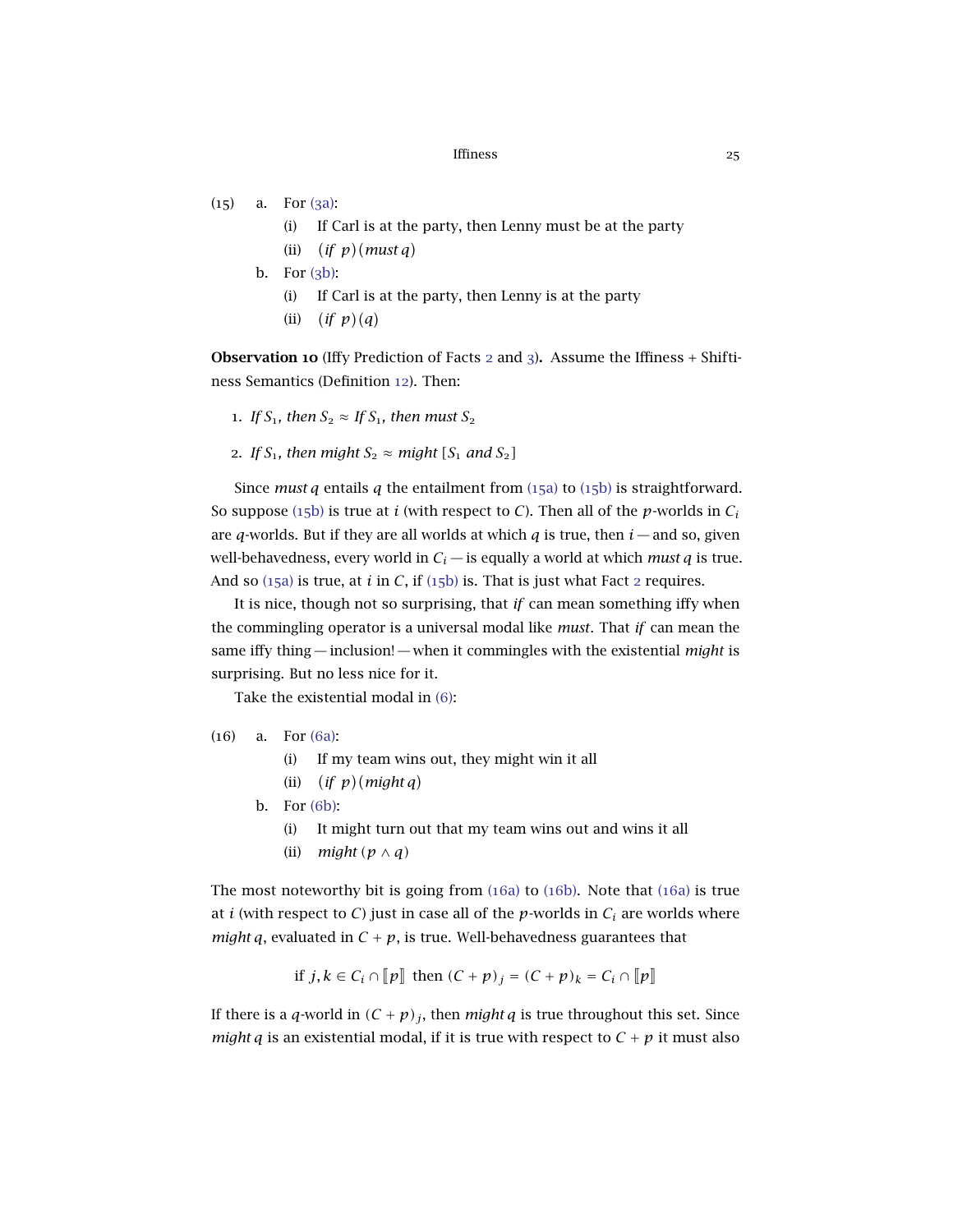(15) a. For (3a):

  (i) If Carl is at the party, then Lenny must be at the party

  (ii) $(\textit{if } p)(\textit{must } q)$

 b. For (3b):

  (i) If Carl is at the party, then Lenny is at the party

  (ii) $(\textit{if } p)(q)$

**Observation 10** (Iffy Prediction of Facts 2 and 3)**.** Assume the Iffiness + Shiftiness Semantics (Definition 12). Then:

1. *If* $S_1$*, then* $S_2 \approx$ *If* $S_1$*, then must* $S_2$
2. *If* $S_1$*, then might* $S_2 \approx$ *might* $[S_1$ *and* $S_2]$

Since *must* $q$ entails $q$ the entailment from (15a) to (15b) is straightforward. So suppose (15b) is true at $i$ (with respect to $C$). Then all of the $p$-worlds in $C_i$ are $q$-worlds. But if they are all worlds at which $q$ is true, then $i$ — and so, given well-behavedness, every world in $C_i$ — is equally a world at which *must* $q$ is true. And so (15a) is true, at $i$ in $C$, if (15b) is. That is just what Fact 2 requires.

It is nice, though not so surprising, that *if* can mean something iffy when the commingling operator is a universal modal like *must*. That *if* can mean the same iffy thing — inclusion! — when it commingles with the existential *might* is surprising. But no less nice for it.

Take the existential modal in (6):

(16) a. For (6a):

  (i) If my team wins out, they might win it all

  (ii) $(\textit{if } p)(\textit{might } q)$

 b. For (6b):

  (i) It might turn out that my team wins out and wins it all

  (ii) $\textit{might } (p \wedge q)$

The most noteworthy bit is going from (16a) to (16b). Note that (16a) is true at $i$ (with respect to $C$) just in case all of the $p$-worlds in $C_i$ are worlds where *might* $q$, evaluated in $C + p$, is true. Well-behavedness guarantees that

$$\text{if } j, k \in C_i \cap [\![p]\!] \text{ then } (C+p)_j = (C+p)_k = C_i \cap [\![p]\!]$$

If there is a $q$-world in $(C+p)_j$, then *might* $q$ is true throughout this set. Since *might* $q$ is an existential modal, if it is true with respect to $C + p$ it must also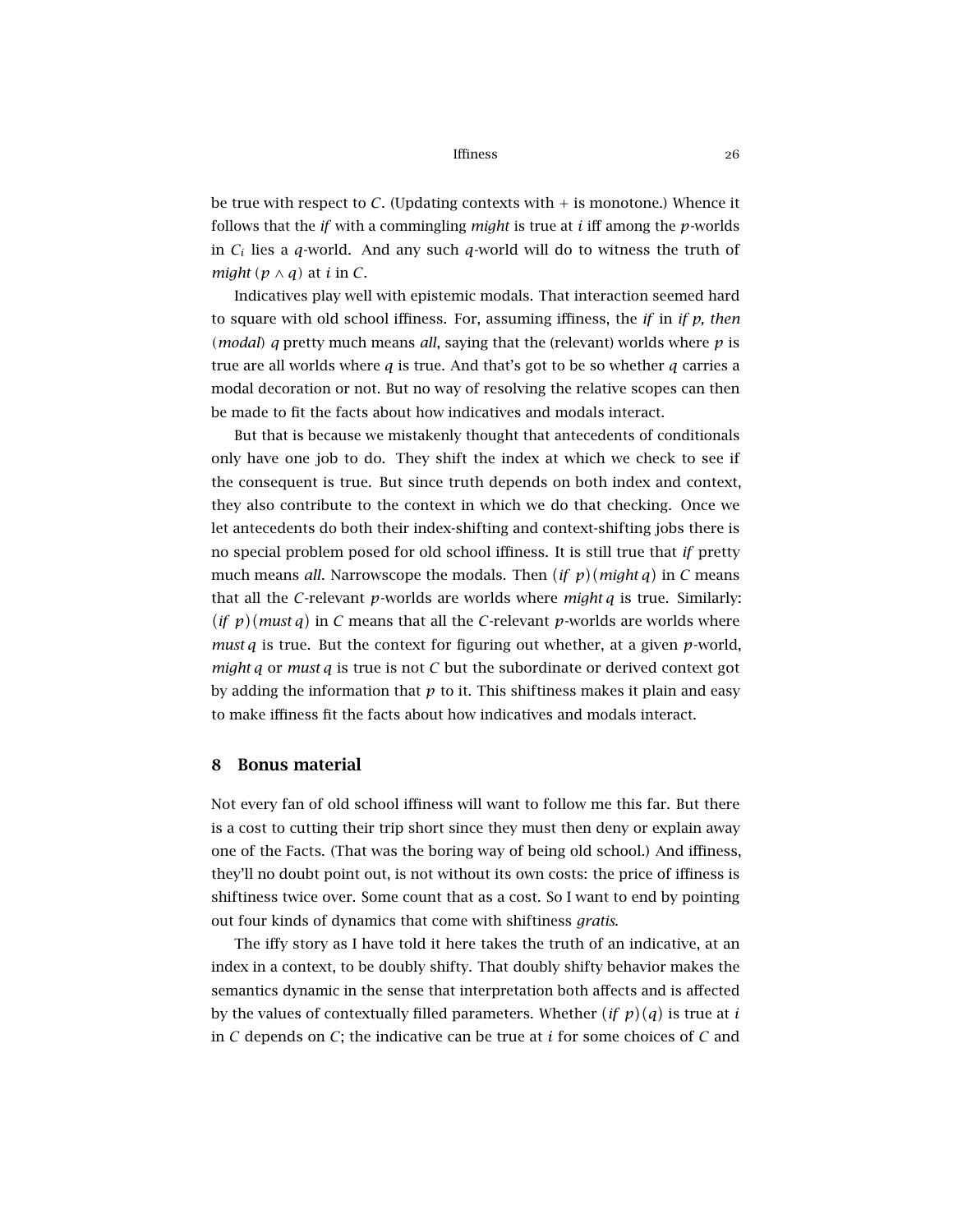be true with respect to $C$. (Updating contexts with + is monotone.) Whence it follows that the *if* with a commingling *might* is true at $i$ iff among the $p$-worlds in $C_i$ lies a $q$-world. And any such $q$-world will do to witness the truth of *might* $(p \wedge q)$ at $i$ in $C$.

Indicatives play well with epistemic modals. That interaction seemed hard to square with old school iffiness. For, assuming iffiness, the *if* in *if p, then (modal) q* pretty much means *all*, saying that the (relevant) worlds where $p$ is true are all worlds where $q$ is true. And that's got to be so whether $q$ carries a modal decoration or not. But no way of resolving the relative scopes can then be made to fit the facts about how indicatives and modals interact.

But that is because we mistakenly thought that antecedents of conditionals only have one job to do. They shift the index at which we check to see if the consequent is true. But since truth depends on both index and context, they also contribute to the context in which we do that checking. Once we let antecedents do both their index-shifting and context-shifting jobs there is no special problem posed for old school iffiness. It is still true that *if* pretty much means *all*. Narrowscope the modals. Then $(if\ p)(might\, q)$ in $C$ means that all the $C$-relevant $p$-worlds are worlds where *might* $q$ is true. Similarly: $(if\ p)(must\, q)$ in $C$ means that all the $C$-relevant $p$-worlds are worlds where *must* $q$ is true. But the context for figuring out whether, at a given $p$-world, *might* $q$ or *must* $q$ is true is not $C$ but the subordinate or derived context got by adding the information that $p$ to it. This shiftiness makes it plain and easy to make iffiness fit the facts about how indicatives and modals interact.

## 8 Bonus material

Not every fan of old school iffiness will want to follow me this far. But there is a cost to cutting their trip short since they must then deny or explain away one of the Facts. (That was the boring way of being old school.) And iffiness, they'll no doubt point out, is not without its own costs: the price of iffiness is shiftiness twice over. Some count that as a cost. So I want to end by pointing out four kinds of dynamics that come with shiftiness *gratis*.

The iffy story as I have told it here takes the truth of an indicative, at an index in a context, to be doubly shifty. That doubly shifty behavior makes the semantics dynamic in the sense that interpretation both affects and is affected by the values of contextually filled parameters. Whether $(if\ p)(q)$ is true at $i$ in $C$ depends on $C$; the indicative can be true at $i$ for some choices of $C$ and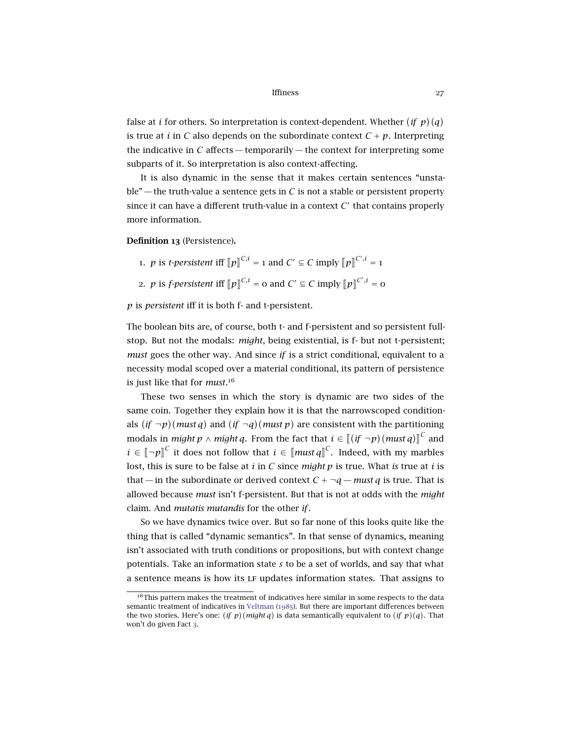false at $i$ for others. So interpretation is context-dependent. Whether $(\mathit{if}\ p)(q)$ is true at $i$ in $C$ also depends on the subordinate context $C + p$. Interpreting the indicative in $C$ affects — temporarily — the context for interpreting some subparts of it. So interpretation is also context-affecting.

It is also dynamic in the sense that it makes certain sentences "unstable" — the truth-value a sentence gets in $C$ is not a stable or persistent property since it can have a different truth-value in a context $C'$ that contains properly more information.

**Definition 13** (Persistence)**.**

1. $p$ is *t-persistent* iff $[\![p]\!]^{C,i} = 1$ and $C' \subseteq C$ imply $[\![p]\!]^{C',i} = 1$
2. $p$ is *f-persistent* iff $[\![p]\!]^{C,i} = 0$ and $C' \subseteq C$ imply $[\![p]\!]^{C',i} = 0$

$p$ is *persistent* iff it is both f- and t-persistent.

The boolean bits are, of course, both t- and f-persistent and so persistent fullstop. But not the modals: *might*, being existential, is f- but not t-persistent; *must* goes the other way. And since *if* is a strict conditional, equivalent to a necessity modal scoped over a material conditional, its pattern of persistence is just like that for *must*.[16]

These two senses in which the story is dynamic are two sides of the same coin. Together they explain how it is that the narrowscoped conditionals $(\mathit{if}\ \neg p)(\mathit{must}\, q)$ and $(\mathit{if}\ \neg q)(\mathit{must}\, p)$ are consistent with the partitioning modals in $\mathit{might}\, p \wedge \mathit{might}\, q$. From the fact that $i \in [\![(\mathit{if}\ \neg p)(\mathit{must}\, q)]\!]^C$ and $i \in [\![\neg p]\!]^C$ it does not follow that $i \in [\![\mathit{must}\, q]\!]^C$. Indeed, with my marbles lost, this is sure to be false at $i$ in $C$ since $\mathit{might}\, p$ is true. What *is* true at $i$ is that — in the subordinate or derived context $C + \neg q$ — $\mathit{must}\, q$ is true. That is allowed because *must* isn't f-persistent. But that is not at odds with the *might* claim. And *mutatis mutandis* for the other *if*.

So we have dynamics twice over. But so far none of this looks quite like the thing that is called "dynamic semantics". In that sense of dynamics, meaning isn't associated with truth conditions or propositions, but with context change potentials. Take an information state $s$ to be a set of worlds, and say that what a sentence means is how its LF updates information states. That assigns to

[16] This pattern makes the treatment of indicatives here similar in some respects to the data semantic treatment of indicatives in Veltman (1985). But there are important differences between the two stories. Here's one: $(\mathit{if}\ p)(\mathit{might}\, q)$ is data semantically equivalent to $(\mathit{if}\ p)(q)$. That won't do given Fact 3.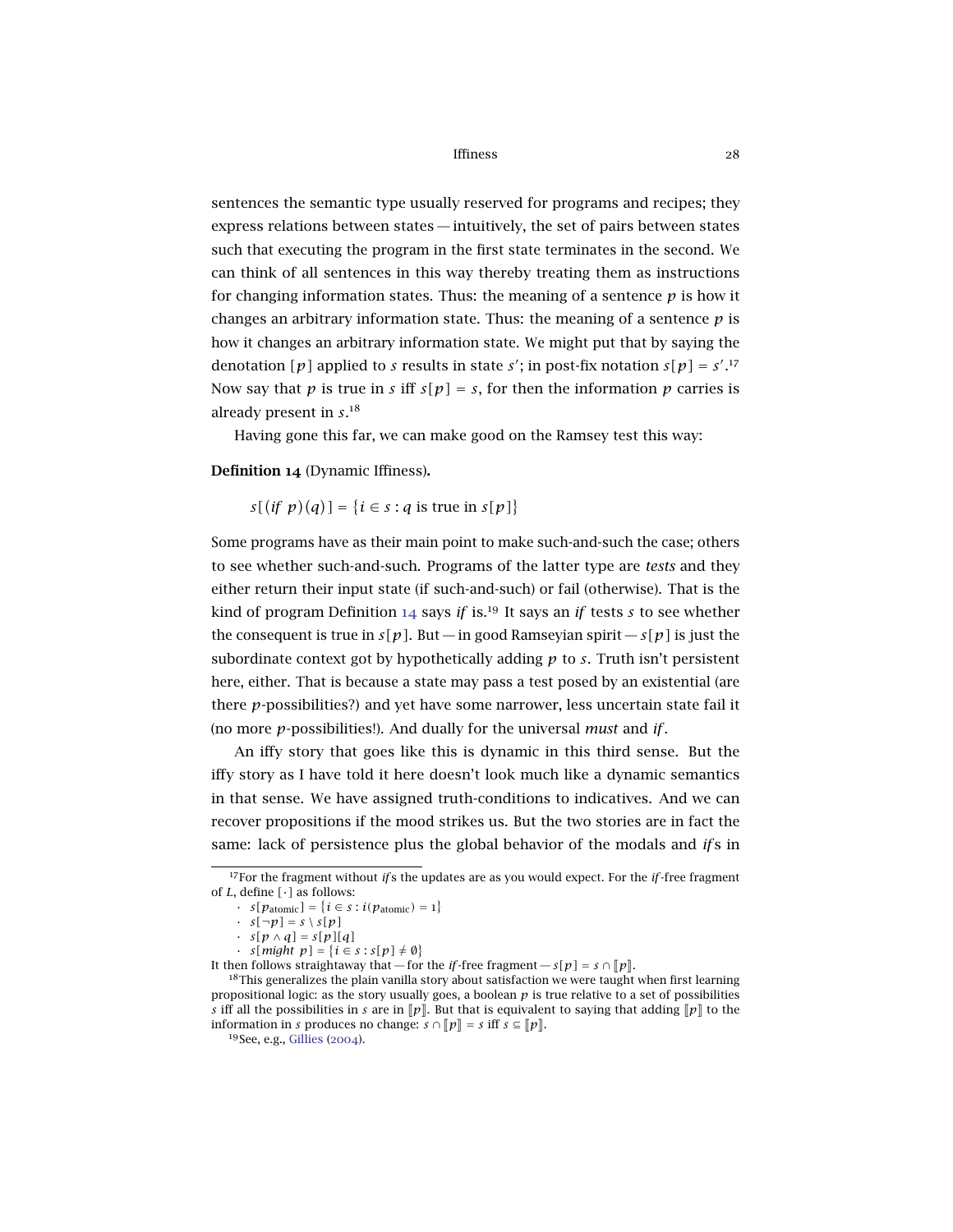sentences the semantic type usually reserved for programs and recipes; they express relations between states — intuitively, the set of pairs between states such that executing the program in the first state terminates in the second. We can think of all sentences in this way thereby treating them as instructions for changing information states. Thus: the meaning of a sentence $p$ is how it changes an arbitrary information state. Thus: the meaning of a sentence $p$ is how it changes an arbitrary information state. We might put that by saying the denotation $[p]$ applied to $s$ results in state $s'$; in post-fix notation $s[p] = s'$.[17] Now say that $p$ is true in $s$ iff $s[p] = s$, for then the information $p$ carries is already present in $s$.[18]

Having gone this far, we can make good on the Ramsey test this way:

**Definition 14** (Dynamic Iffiness)**.**

$$s[(\textit{if } p)(q)] = \{i \in s : q \text{ is true in } s[p]\}$$

Some programs have as their main point to make such-and-such the case; others to see whether such-and-such. Programs of the latter type are *tests* and they either return their input state (if such-and-such) or fail (otherwise). That is the kind of program Definition 14 says *if* is.[19] It says an *if* tests $s$ to see whether the consequent is true in $s[p]$. But — in good Ramseyian spirit — $s[p]$ is just the subordinate context got by hypothetically adding $p$ to $s$. Truth isn't persistent here, either. That is because a state may pass a test posed by an existential (are there $p$-possibilities?) and yet have some narrower, less uncertain state fail it (no more $p$-possibilities!). And dually for the universal *must* and *if*.

An iffy story that goes like this is dynamic in this third sense. But the iffy story as I have told it here doesn't look much like a dynamic semantics in that sense. We have assigned truth-conditions to indicatives. And we can recover propositions if the mood strikes us. But the two stories are in fact the same: lack of persistence plus the global behavior of the modals and *if*s in

---

[17] For the fragment without *if*s the updates are as you would expect. For the *if*-free fragment of $L$, define $[\cdot]$ as follows:

- $s[p_{\text{atomic}}] = \{i \in s : i(p_{\text{atomic}}) = 1\}$
- $s[\neg p] = s \setminus s[p]$
- $s[p \wedge q] = s[p][q]$
- $s[\textit{might } p] = \{i \in s : s[p] \neq \emptyset\}$

It then follows straightaway that — for the *if*-free fragment — $s[p] = s \cap [\![p]\!]$.

[18] This generalizes the plain vanilla story about satisfaction we were taught when first learning propositional logic: as the story usually goes, a boolean $p$ is true relative to a set of possibilities $s$ iff all the possibilities in $s$ are in $[\![p]\!]$. But that is equivalent to saying that adding $[\![p]\!]$ to the information in $s$ produces no change: $s \cap [\![p]\!] = s$ iff $s \subseteq [\![p]\!]$.

[19] See, e.g., Gillies (2004).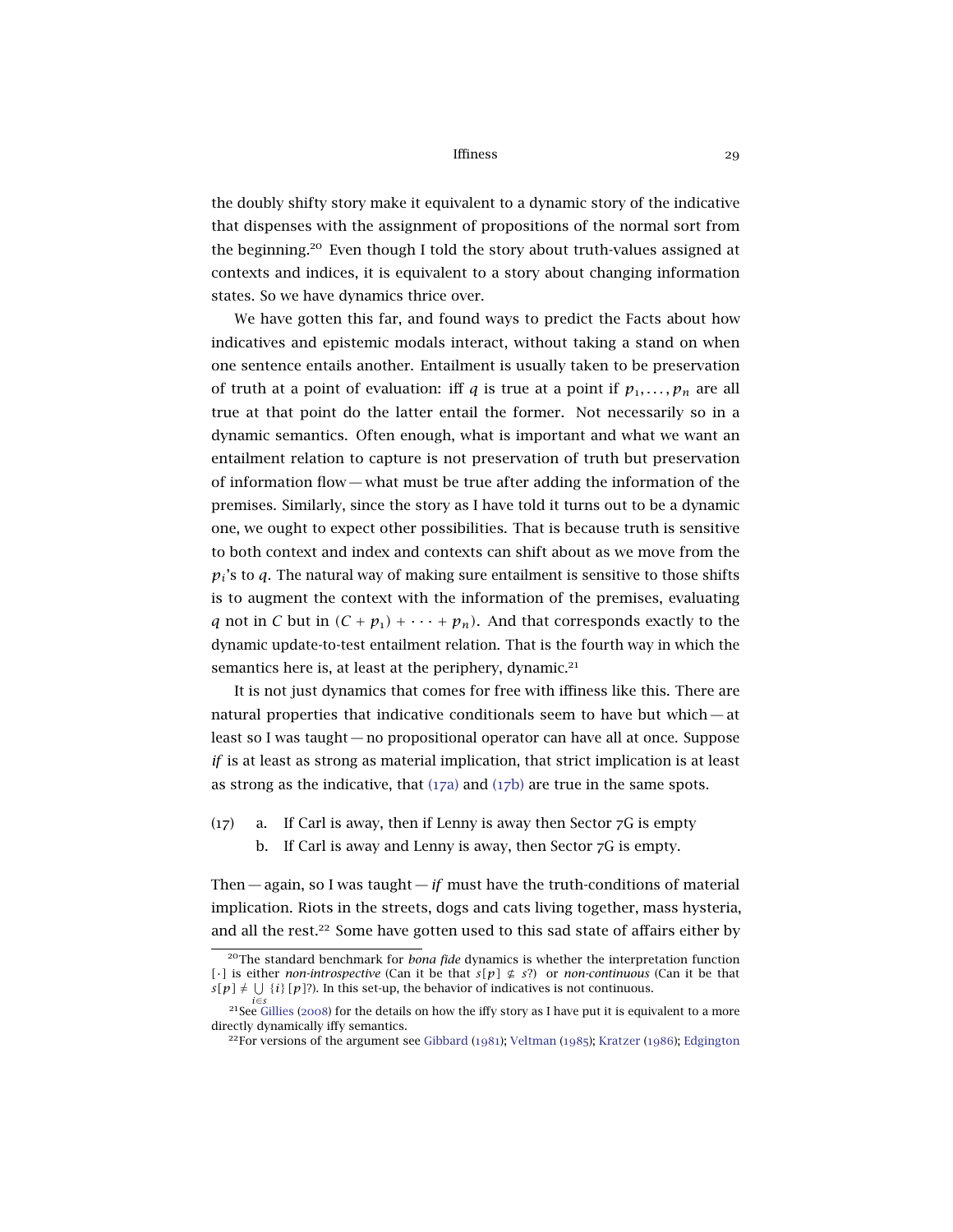the doubly shifty story make it equivalent to a dynamic story of the indicative that dispenses with the assignment of propositions of the normal sort from the beginning.[20] Even though I told the story about truth-values assigned at contexts and indices, it is equivalent to a story about changing information states. So we have dynamics thrice over.

We have gotten this far, and found ways to predict the Facts about how indicatives and epistemic modals interact, without taking a stand on when one sentence entails another. Entailment is usually taken to be preservation of truth at a point of evaluation: iff $q$ is true at a point if $p_1, \ldots, p_n$ are all true at that point do the latter entail the former. Not necessarily so in a dynamic semantics. Often enough, what is important and what we want an entailment relation to capture is not preservation of truth but preservation of information flow — what must be true after adding the information of the premises. Similarly, since the story as I have told it turns out to be a dynamic one, we ought to expect other possibilities. That is because truth is sensitive to both context and index and contexts can shift about as we move from the $p_i$'s to $q$. The natural way of making sure entailment is sensitive to those shifts is to augment the context with the information of the premises, evaluating $q$ not in $C$ but in $(C + p_1) + \cdots + p_n)$. And that corresponds exactly to the dynamic update-to-test entailment relation. That is the fourth way in which the semantics here is, at least at the periphery, dynamic.[21]

It is not just dynamics that comes for free with iffiness like this. There are natural properties that indicative conditionals seem to have but which — at least so I was taught — no propositional operator can have all at once. Suppose *if* is at least as strong as material implication, that strict implication is at least as strong as the indicative, that (17a) and (17b) are true in the same spots.

(17) a. If Carl is away, then if Lenny is away then Sector 7G is empty
b. If Carl is away and Lenny is away, then Sector 7G is empty.

Then — again, so I was taught — *if* must have the truth-conditions of material implication. Riots in the streets, dogs and cats living together, mass hysteria, and all the rest.[22] Some have gotten used to this sad state of affairs either by

[20] The standard benchmark for *bona fide* dynamics is whether the interpretation function $[\cdot]$ is either *non-introspective* (Can it be that $s[p] \not\subseteq s$?) or *non-continuous* (Can it be that $s[p] \neq \bigcup_{i \in s} \{i\}[p]$?). In this set-up, the behavior of indicatives is not continuous.

[21] See Gillies (2008) for the details on how the iffy story as I have put it is equivalent to a more directly dynamically iffy semantics.

[22] For versions of the argument see Gibbard (1981); Veltman (1985); Kratzer (1986); Edgington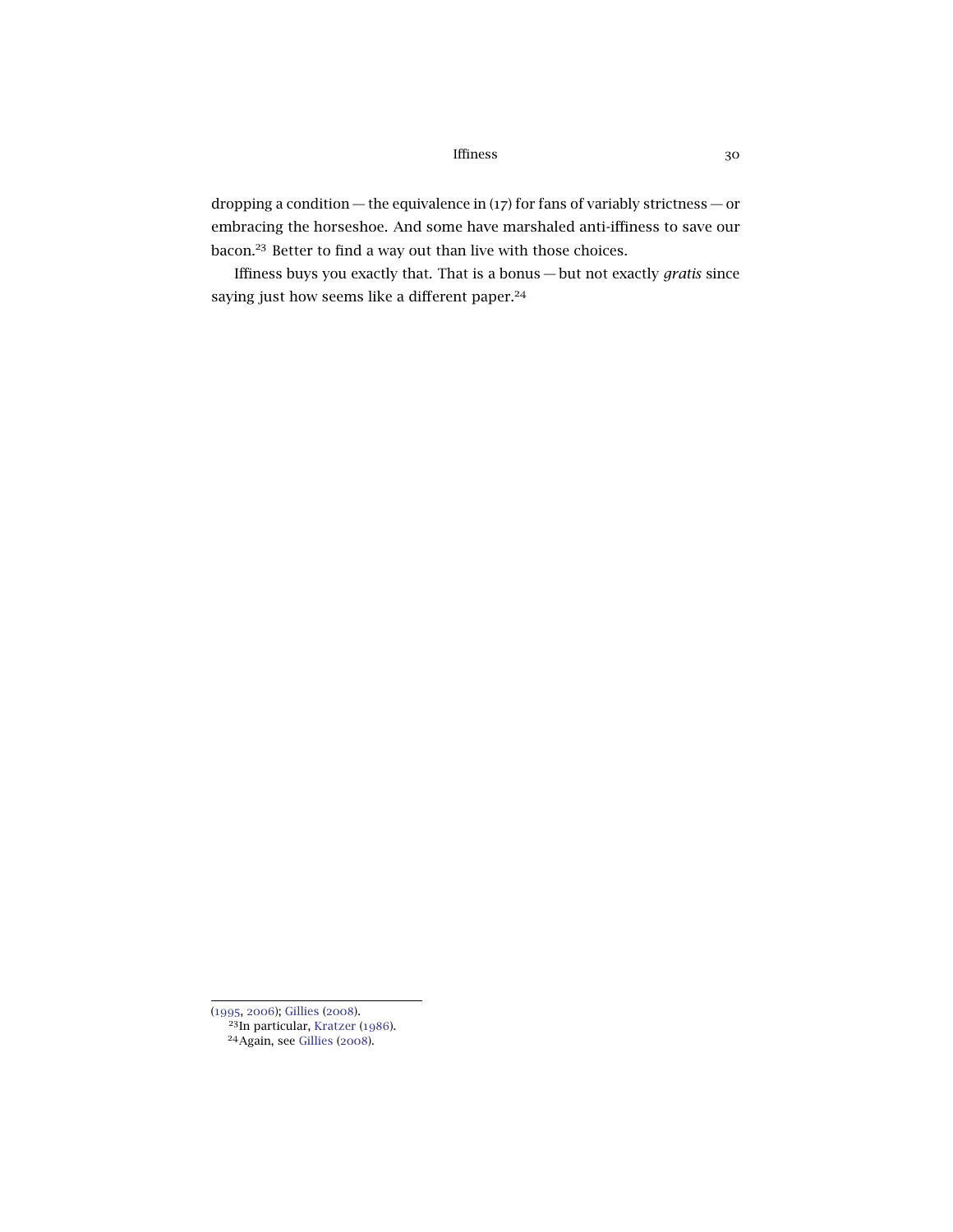dropping a condition — the equivalence in (17) for fans of variably strictness — or embracing the horseshoe. And some have marshaled anti-iffiness to save our bacon.[23] Better to find a way out than live with those choices.

Iffiness buys you exactly that. That is a bonus — but not exactly *gratis* since saying just how seems like a different paper.[24]

---

(1995, 2006); Gillies (2008).

[23] In particular, Kratzer (1986).

[24] Again, see Gillies (2008).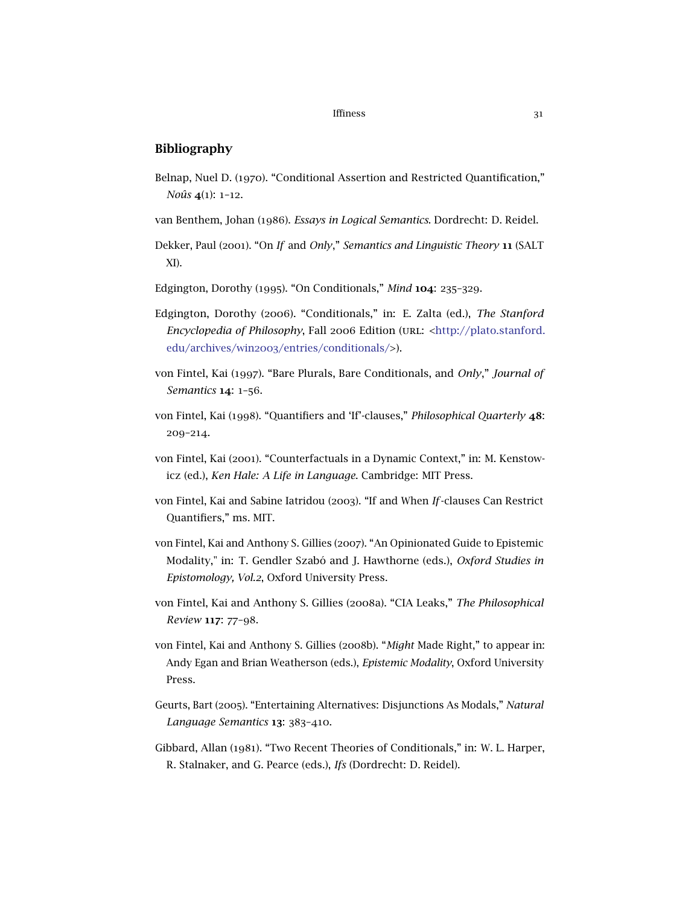## Bibliography

Belnap, Nuel D. (1970). "Conditional Assertion and Restricted Quantification," *Noûs* **4**(1): 1–12.

van Benthem, Johan (1986). *Essays in Logical Semantics*. Dordrecht: D. Reidel.

Dekker, Paul (2001). "On *If* and *Only*," *Semantics and Linguistic Theory* **11** (SALT XI).

Edgington, Dorothy (1995). "On Conditionals," *Mind* **104**: 235–329.

Edgington, Dorothy (2006). "Conditionals," in: E. Zalta (ed.), *The Stanford Encyclopedia of Philosophy*, Fall 2006 Edition (URL: <http://plato.stanford.edu/archives/win2003/entries/conditionals/>).

von Fintel, Kai (1997). "Bare Plurals, Bare Conditionals, and *Only*," *Journal of Semantics* **14**: 1–56.

von Fintel, Kai (1998). "Quantifiers and 'If'-clauses," *Philosophical Quarterly* **48**: 209–214.

von Fintel, Kai (2001). "Counterfactuals in a Dynamic Context," in: M. Kenstowicz (ed.), *Ken Hale: A Life in Language*. Cambridge: MIT Press.

von Fintel, Kai and Sabine Iatridou (2003). "If and When *If*-clauses Can Restrict Quantifiers," ms. MIT.

von Fintel, Kai and Anthony S. Gillies (2007). "An Opinionated Guide to Epistemic Modality," in: T. Gendler Szabó and J. Hawthorne (eds.), *Oxford Studies in Epistomology, Vol.2*, Oxford University Press.

von Fintel, Kai and Anthony S. Gillies (2008a). "CIA Leaks," *The Philosophical Review* **117**: 77–98.

von Fintel, Kai and Anthony S. Gillies (2008b). "*Might* Made Right," to appear in: Andy Egan and Brian Weatherson (eds.), *Epistemic Modality*, Oxford University Press.

Geurts, Bart (2005). "Entertaining Alternatives: Disjunctions As Modals," *Natural Language Semantics* **13**: 383–410.

Gibbard, Allan (1981). "Two Recent Theories of Conditionals," in: W. L. Harper, R. Stalnaker, and G. Pearce (eds.), *Ifs* (Dordrecht: D. Reidel).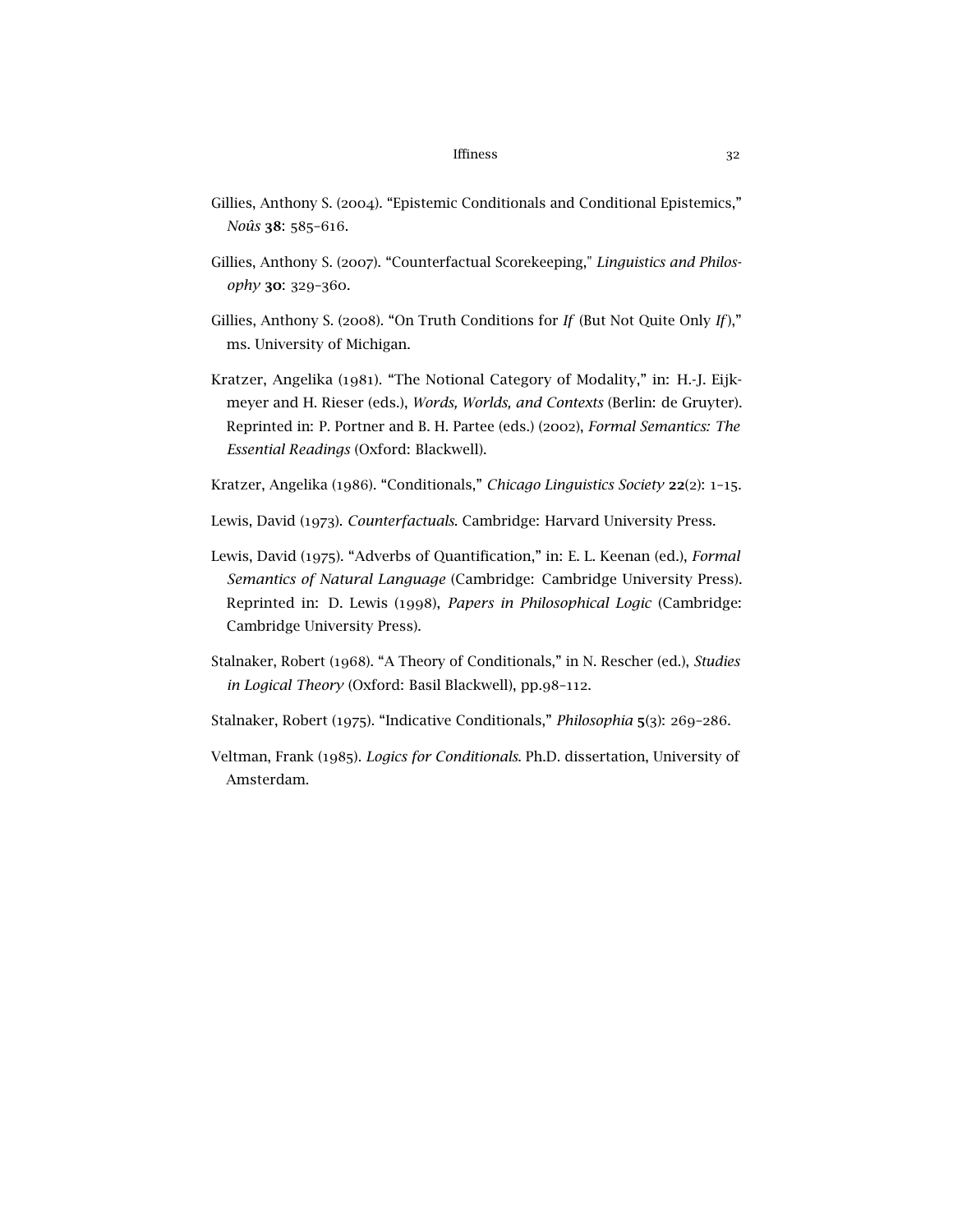Gillies, Anthony S. (2004). "Epistemic Conditionals and Conditional Epistemics," *Noûs* **38**: 585–616.

Gillies, Anthony S. (2007). "Counterfactual Scorekeeping," *Linguistics and Philosophy* **30**: 329–360.

Gillies, Anthony S. (2008). "On Truth Conditions for *If* (But Not Quite Only *If*)," ms. University of Michigan.

Kratzer, Angelika (1981). "The Notional Category of Modality," in: H.-J. Eijkmeyer and H. Rieser (eds.), *Words, Worlds, and Contexts* (Berlin: de Gruyter). Reprinted in: P. Portner and B. H. Partee (eds.) (2002), *Formal Semantics: The Essential Readings* (Oxford: Blackwell).

Kratzer, Angelika (1986). "Conditionals," *Chicago Linguistics Society* **22**(2): 1–15.

Lewis, David (1973). *Counterfactuals*. Cambridge: Harvard University Press.

Lewis, David (1975). "Adverbs of Quantification," in: E. L. Keenan (ed.), *Formal Semantics of Natural Language* (Cambridge: Cambridge University Press). Reprinted in: D. Lewis (1998), *Papers in Philosophical Logic* (Cambridge: Cambridge University Press).

Stalnaker, Robert (1968). "A Theory of Conditionals," in N. Rescher (ed.), *Studies in Logical Theory* (Oxford: Basil Blackwell), pp.98–112.

Stalnaker, Robert (1975). "Indicative Conditionals," *Philosophia* **5**(3): 269–286.

Veltman, Frank (1985). *Logics for Conditionals*. Ph.D. dissertation, University of Amsterdam.